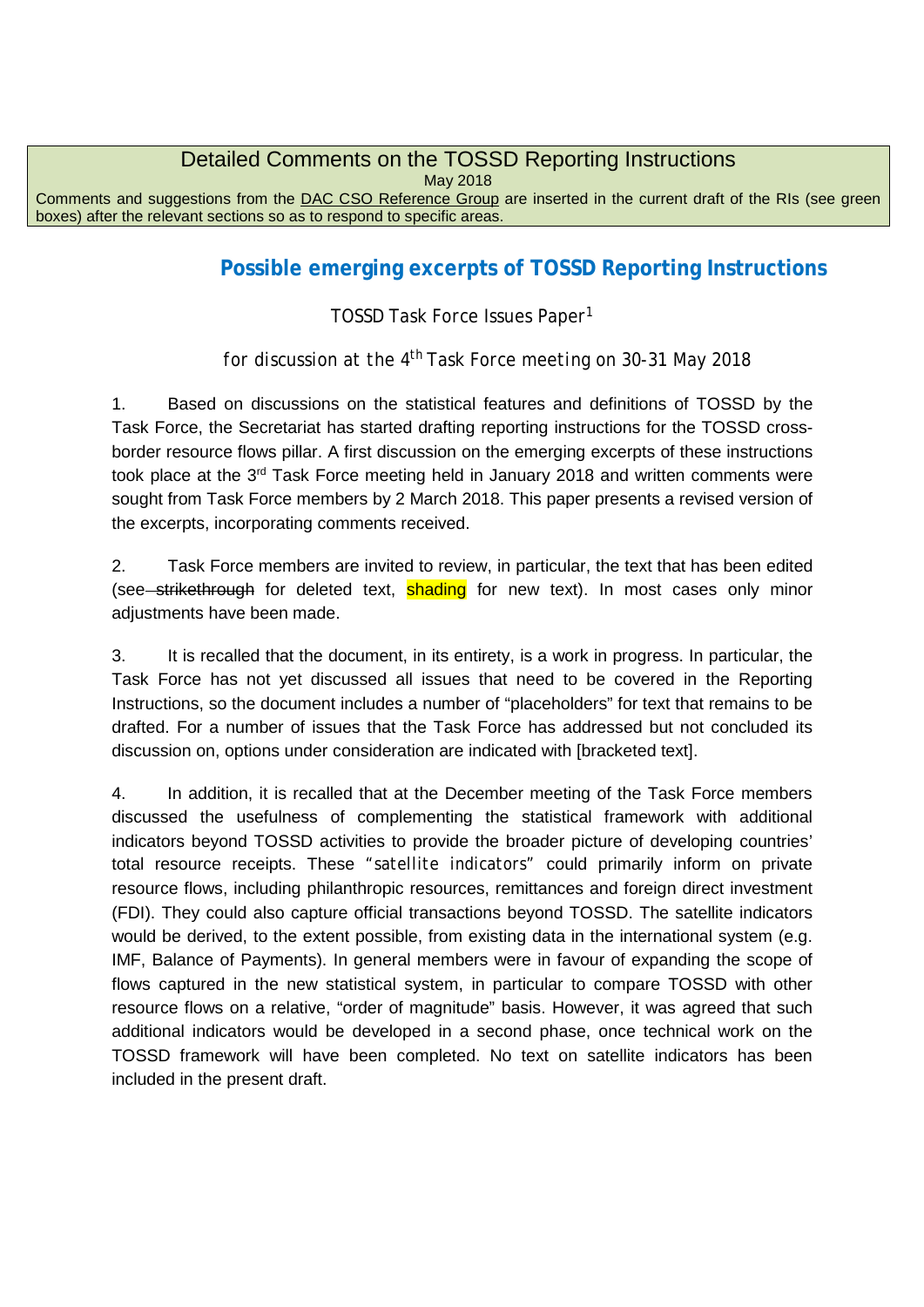Detailed Comments on the TOSSD Reporting Instructions

May 2018

Comments and suggestions from the DAC CSO Reference Group are inserted in the current draft of the RIs (see green boxes) after the relevant sections so as to respond to specific areas.

# Possible emerging excerpts of TOSSD Reporting Instructions

TOSSD Task Force Issues Paper[1]

*for discussion at the 4th Task Force meeting on 30-31 May 2018*

1. Based on discussions on the statistical features and definitions of TOSSD by the Task Force, the Secretariat has started drafting reporting instructions for the TOSSD cross-border resource flows pillar. A first discussion on the emerging excerpts of these instructions took place at the 3rd Task Force meeting held in January 2018 and written comments were sought from Task Force members by 2 March 2018. This paper presents a revised version of the excerpts, incorporating comments received.

2. Task Force members are invited to review, in particular, the text that has been edited (see ~~strikethrough~~ for deleted text, shading for new text). In most cases only minor adjustments have been made.

3. It is recalled that the document, in its entirety, is a work in progress. In particular, the Task Force has not yet discussed all issues that need to be covered in the Reporting Instructions, so the document includes a number of "placeholders" for text that remains to be drafted. For a number of issues that the Task Force has addressed but not concluded its discussion on, options under consideration are indicated with [bracketed text].

4. In addition, it is recalled that at the December meeting of the Task Force members discussed the usefulness of complementing the statistical framework with additional indicators beyond TOSSD activities to provide the broader picture of developing countries' total resource receipts. These "satellite indicators" could primarily inform on private resource flows, including philanthropic resources, remittances and foreign direct investment (FDI). They could also capture official transactions beyond TOSSD. The satellite indicators would be derived, to the extent possible, from existing data in the international system (e.g. IMF, Balance of Payments). In general members were in favour of expanding the scope of flows captured in the new statistical system, in particular to compare TOSSD with other resource flows on a relative, "order of magnitude" basis. However, it was agreed that such additional indicators would be developed in a second phase, once technical work on the TOSSD framework will have been completed. No text on satellite indicators has been included in the present draft.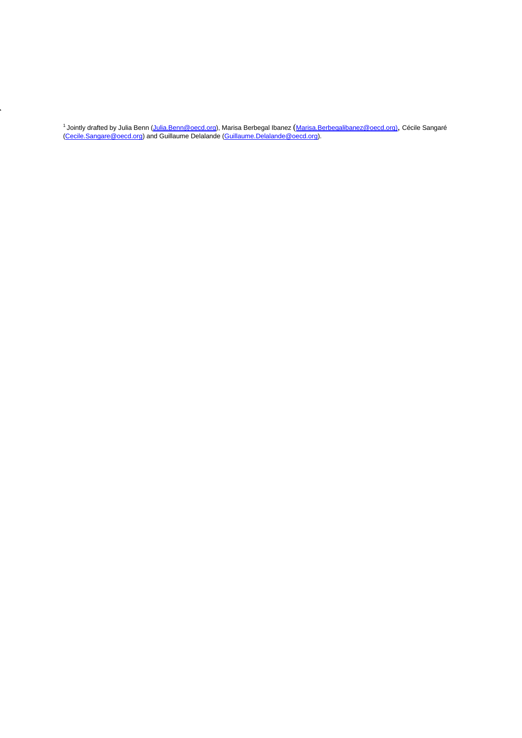[1] Jointly drafted by Julia Benn (Julia.Benn@oecd.org), Marisa Berbegal Ibanez (Marisa.Berbegalibanez@oecd.org), Cécile Sangaré (Cecile.Sangare@oecd.org) and Guillaume Delalande (Guillaume.Delalande@oecd.org).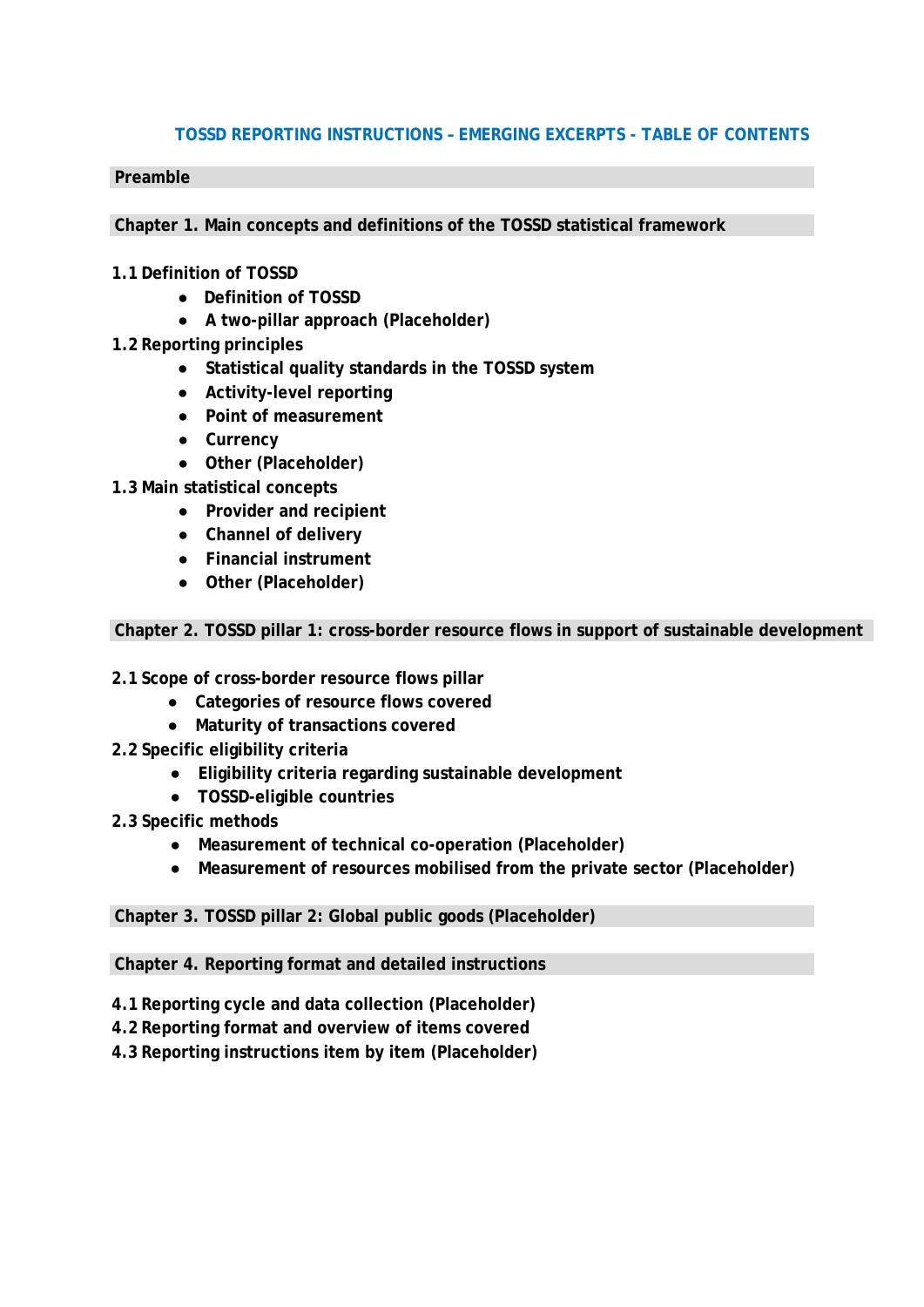# TOSSD REPORTING INSTRUCTIONS – EMERGING EXCERPTS - TABLE OF CONTENTS

**Preamble**

**Chapter 1. Main concepts and definitions of the TOSSD statistical framework**

**1.1 Definition of TOSSD**

- **Definition of TOSSD**
- **A two-pillar approach (Placeholder)**

**1.2 Reporting principles**

- **Statistical quality standards in the TOSSD system**
- **Activity-level reporting**
- **Point of measurement**
- **Currency**
- **Other (Placeholder)**

**1.3 Main statistical concepts**

- **Provider and recipient**
- **Channel of delivery**
- **Financial instrument**
- **Other (Placeholder)**

**Chapter 2. TOSSD pillar 1: cross-border resource flows in support of sustainable development**

**2.1 Scope of cross-border resource flows pillar**

- **Categories of resource flows covered**
- **Maturity of transactions covered**

**2.2 Specific eligibility criteria**

- **Eligibility criteria regarding sustainable development**
- **TOSSD-eligible countries**

**2.3 Specific methods**

- **Measurement of technical co-operation (Placeholder)**
- **Measurement of resources mobilised from the private sector (Placeholder)**

**Chapter 3. TOSSD pillar 2: Global public goods (Placeholder)**

**Chapter 4. Reporting format and detailed instructions**

**4.1 Reporting cycle and data collection (Placeholder)**

**4.2 Reporting format and overview of items covered**

**4.3 Reporting instructions item by item (Placeholder)**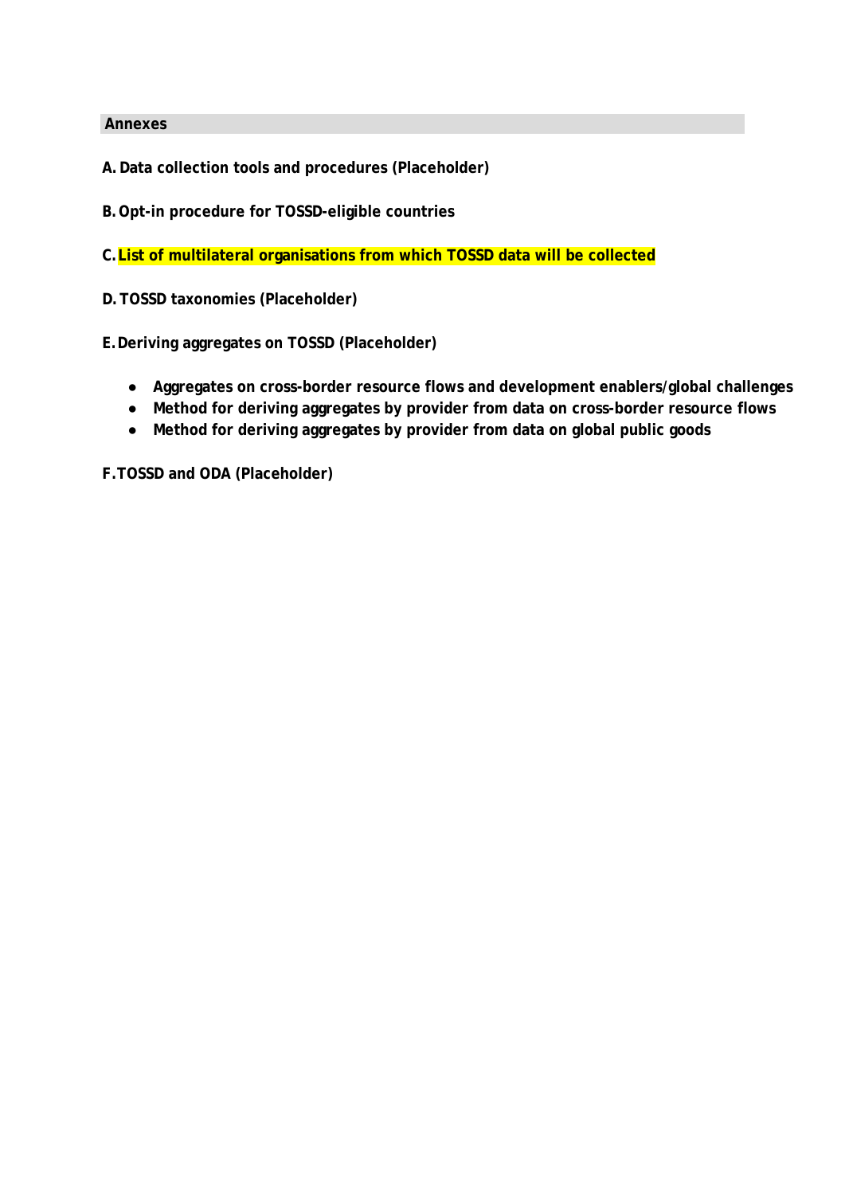## Annexes

**A. Data collection tools and procedures (Placeholder)**

**B. Opt-in procedure for TOSSD-eligible countries**

**C. List of multilateral organisations from which TOSSD data will be collected**

**D. TOSSD taxonomies (Placeholder)**

**E. Deriving aggregates on TOSSD (Placeholder)**

- **Aggregates on cross-border resource flows and development enablers/global challenges**
- **Method for deriving aggregates by provider from data on cross-border resource flows**
- **Method for deriving aggregates by provider from data on global public goods**

**F. TOSSD and ODA (Placeholder)**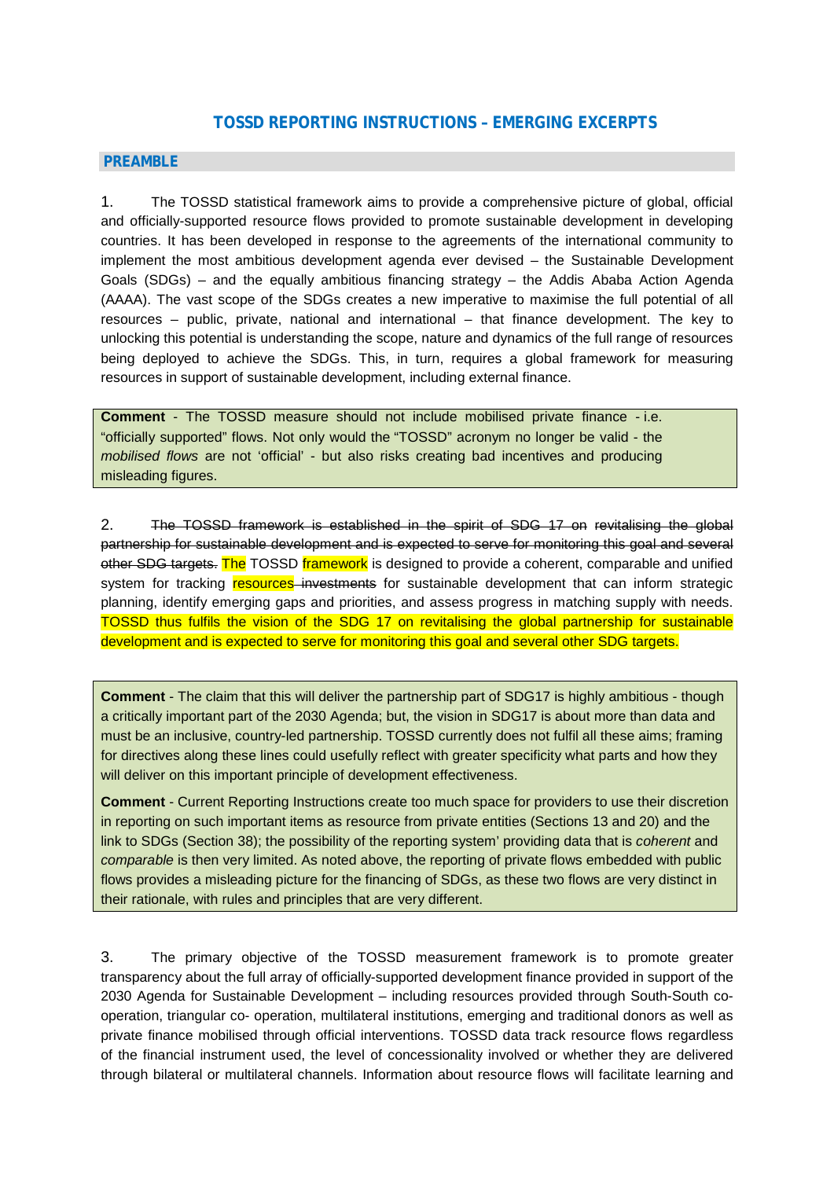# TOSSD REPORTING INSTRUCTIONS – EMERGING EXCERPTS

## PREAMBLE

1. The TOSSD statistical framework aims to provide a comprehensive picture of global, official and officially-supported resource flows provided to promote sustainable development in developing countries. It has been developed in response to the agreements of the international community to implement the most ambitious development agenda ever devised – the Sustainable Development Goals (SDGs) – and the equally ambitious financing strategy – the Addis Ababa Action Agenda (AAAA). The vast scope of the SDGs creates a new imperative to maximise the full potential of all resources – public, private, national and international – that finance development. The key to unlocking this potential is understanding the scope, nature and dynamics of the full range of resources being deployed to achieve the SDGs. This, in turn, requires a global framework for measuring resources in support of sustainable development, including external finance.

> **Comment** - The TOSSD measure should not include mobilised private finance - i.e. "officially supported" flows. Not only would the "TOSSD" acronym no longer be valid - the *mobilised flows* are not 'official' - but also risks creating bad incentives and producing misleading figures.

2. ~~The TOSSD framework is established in the spirit of SDG 17 on revitalising the global partnership for sustainable development and is expected to serve for monitoring this goal and several other SDG targets.~~ The TOSSD framework is designed to provide a coherent, comparable and unified system for tracking resources ~~investments~~ for sustainable development that can inform strategic planning, identify emerging gaps and priorities, and assess progress in matching supply with needs. TOSSD thus fulfils the vision of the SDG 17 on revitalising the global partnership for sustainable development and is expected to serve for monitoring this goal and several other SDG targets.

> **Comment** - The claim that this will deliver the partnership part of SDG17 is highly ambitious - though a critically important part of the 2030 Agenda; but, the vision in SDG17 is about more than data and must be an inclusive, country-led partnership. TOSSD currently does not fulfil all these aims; framing for directives along these lines could usefully reflect with greater specificity what parts and how they will deliver on this important principle of development effectiveness.
>
> **Comment** - Current Reporting Instructions create too much space for providers to use their discretion in reporting on such important items as resource from private entities (Sections 13 and 20) and the link to SDGs (Section 38); the possibility of the reporting system' providing data that is *coherent* and *comparable* is then very limited. As noted above, the reporting of private flows embedded with public flows provides a misleading picture for the financing of SDGs, as these two flows are very distinct in their rationale, with rules and principles that are very different.

3. The primary objective of the TOSSD measurement framework is to promote greater transparency about the full array of officially-supported development finance provided in support of the 2030 Agenda for Sustainable Development – including resources provided through South-South co-operation, triangular co- operation, multilateral institutions, emerging and traditional donors as well as private finance mobilised through official interventions. TOSSD data track resource flows regardless of the financial instrument used, the level of concessionality involved or whether they are delivered through bilateral or multilateral channels. Information about resource flows will facilitate learning and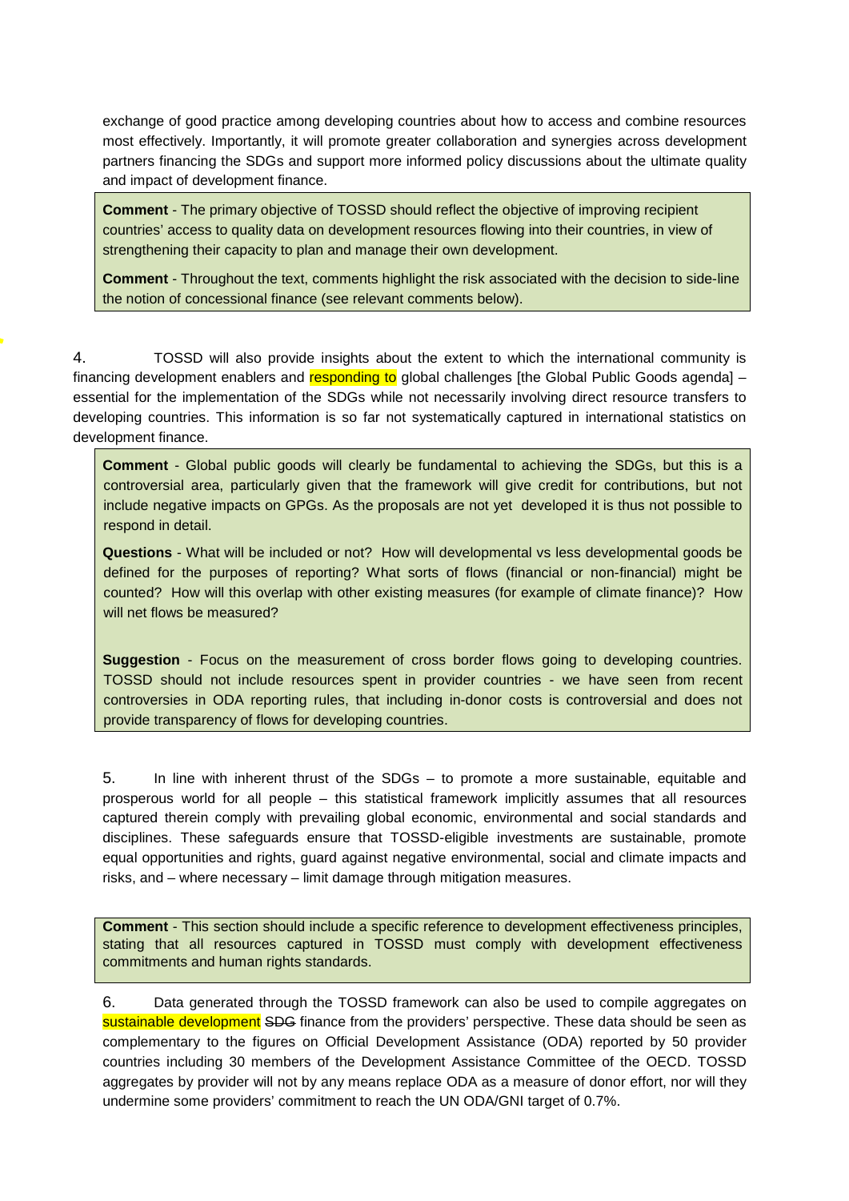exchange of good practice among developing countries about how to access and combine resources most effectively. Importantly, it will promote greater collaboration and synergies across development partners financing the SDGs and support more informed policy discussions about the ultimate quality and impact of development finance.

> **Comment** - The primary objective of TOSSD should reflect the objective of improving recipient countries' access to quality data on development resources flowing into their countries, in view of strengthening their capacity to plan and manage their own development.
>
> **Comment** - Throughout the text, comments highlight the risk associated with the decision to side-line the notion of concessional finance (see relevant comments below).

4. TOSSD will also provide insights about the extent to which the international community is financing development enablers and responding to global challenges [the Global Public Goods agenda] – essential for the implementation of the SDGs while not necessarily involving direct resource transfers to developing countries. This information is so far not systematically captured in international statistics on development finance.

> **Comment** - Global public goods will clearly be fundamental to achieving the SDGs, but this is a controversial area, particularly given that the framework will give credit for contributions, but not include negative impacts on GPGs. As the proposals are not yet developed it is thus not possible to respond in detail.
>
> **Questions** - What will be included or not? How will developmental vs less developmental goods be defined for the purposes of reporting? What sorts of flows (financial or non-financial) might be counted? How will this overlap with other existing measures (for example of climate finance)? How will net flows be measured?
>
> **Suggestion** - Focus on the measurement of cross border flows going to developing countries. TOSSD should not include resources spent in provider countries - we have seen from recent controversies in ODA reporting rules, that including in-donor costs is controversial and does not provide transparency of flows for developing countries.

5. In line with inherent thrust of the SDGs – to promote a more sustainable, equitable and prosperous world for all people – this statistical framework implicitly assumes that all resources captured therein comply with prevailing global economic, environmental and social standards and disciplines. These safeguards ensure that TOSSD-eligible investments are sustainable, promote equal opportunities and rights, guard against negative environmental, social and climate impacts and risks, and – where necessary – limit damage through mitigation measures.

> **Comment** - This section should include a specific reference to development effectiveness principles, stating that all resources captured in TOSSD must comply with development effectiveness commitments and human rights standards.

6. Data generated through the TOSSD framework can also be used to compile aggregates on sustainable development ~~SDG~~ finance from the providers' perspective. These data should be seen as complementary to the figures on Official Development Assistance (ODA) reported by 50 provider countries including 30 members of the Development Assistance Committee of the OECD. TOSSD aggregates by provider will not by any means replace ODA as a measure of donor effort, nor will they undermine some providers' commitment to reach the UN ODA/GNI target of 0.7%.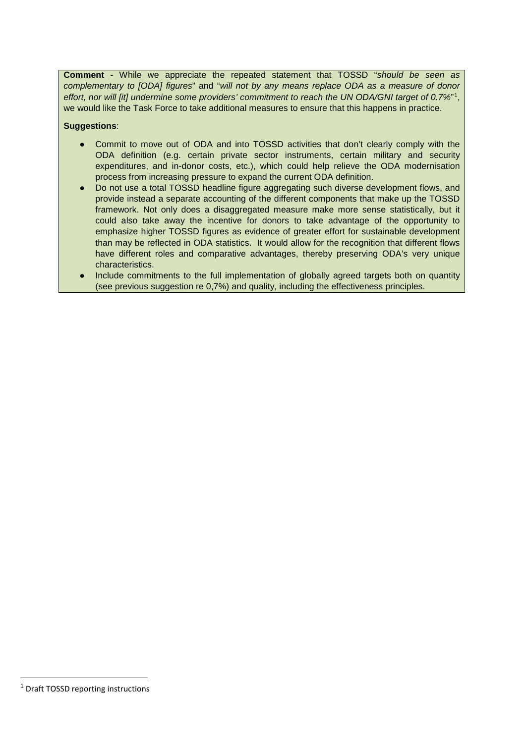**Comment** - While we appreciate the repeated statement that TOSSD "*should be seen as complementary to [ODA] figures*" and "*will not by any means replace ODA as a measure of donor effort, nor will [it] undermine some providers' commitment to reach the UN ODA/GNI target of 0.7%*"[1], we would like the Task Force to take additional measures to ensure that this happens in practice.

**Suggestions**:

- Commit to move out of ODA and into TOSSD activities that don't clearly comply with the ODA definition (e.g. certain private sector instruments, certain military and security expenditures, and in-donor costs, etc.), which could help relieve the ODA modernisation process from increasing pressure to expand the current ODA definition.
- Do not use a total TOSSD headline figure aggregating such diverse development flows, and provide instead a separate accounting of the different components that make up the TOSSD framework. Not only does a disaggregated measure make more sense statistically, but it could also take away the incentive for donors to take advantage of the opportunity to emphasize higher TOSSD figures as evidence of greater effort for sustainable development than may be reflected in ODA statistics. It would allow for the recognition that different flows have different roles and comparative advantages, thereby preserving ODA's very unique characteristics.
- Include commitments to the full implementation of globally agreed targets both on quantity (see previous suggestion re 0,7%) and quality, including the effectiveness principles.

[1] Draft TOSSD reporting instructions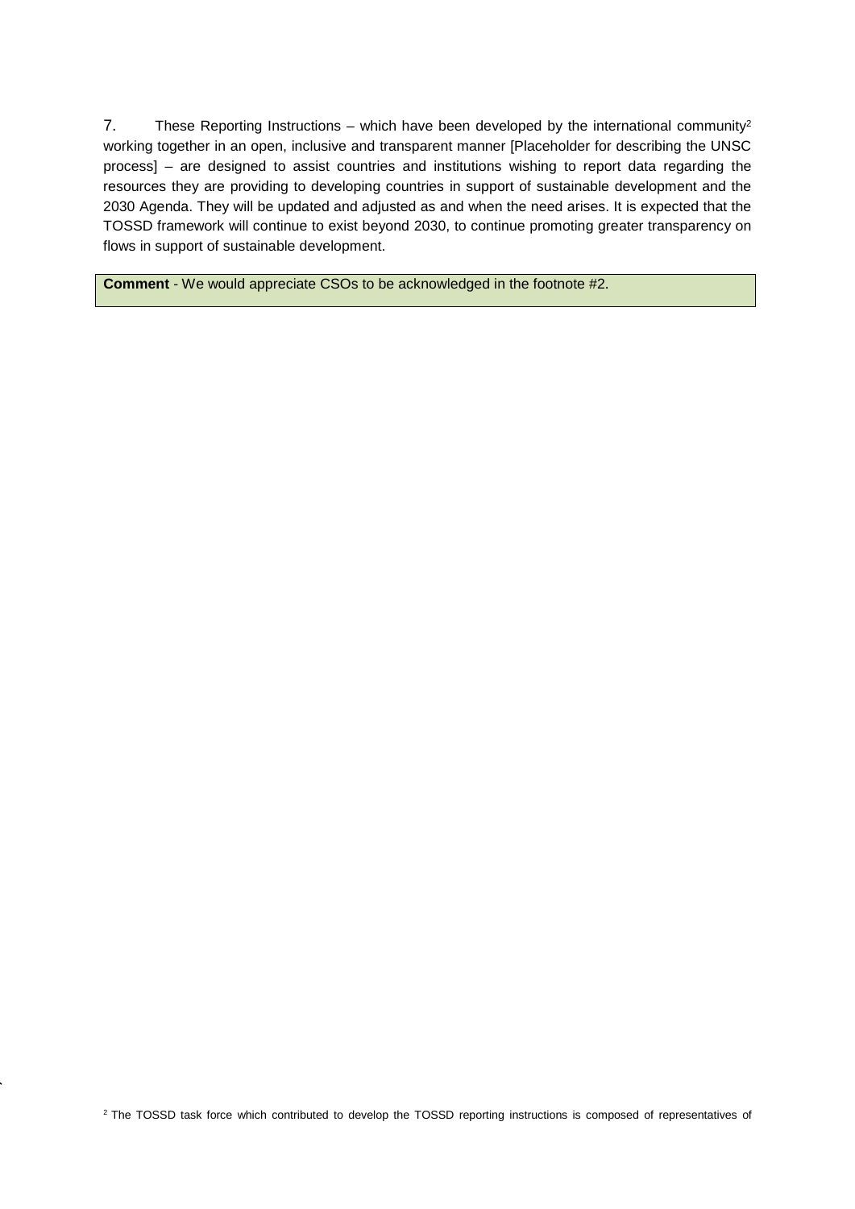7. These Reporting Instructions – which have been developed by the international community[2] working together in an open, inclusive and transparent manner [Placeholder for describing the UNSC process] – are designed to assist countries and institutions wishing to report data regarding the resources they are providing to developing countries in support of sustainable development and the 2030 Agenda. They will be updated and adjusted as and when the need arises. It is expected that the TOSSD framework will continue to exist beyond 2030, to continue promoting greater transparency on flows in support of sustainable development.

**Comment** - We would appreciate CSOs to be acknowledged in the footnote #2.

[2] The TOSSD task force which contributed to develop the TOSSD reporting instructions is composed of representatives of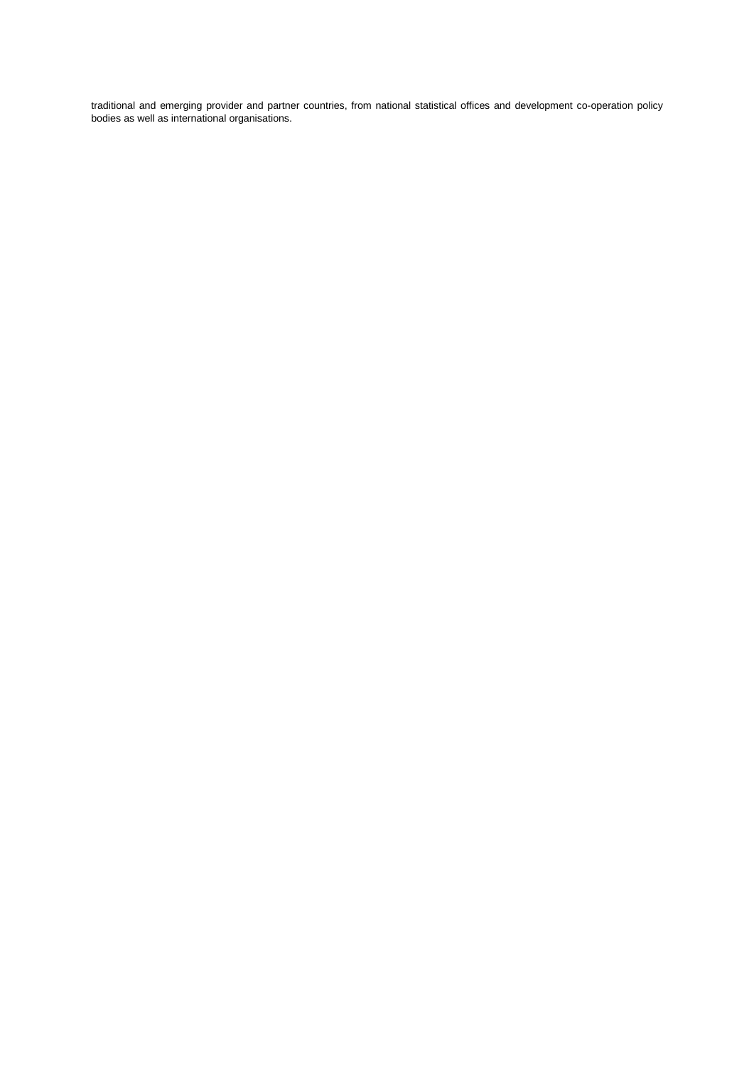traditional and emerging provider and partner countries, from national statistical offices and development co-operation policy bodies as well as international organisations.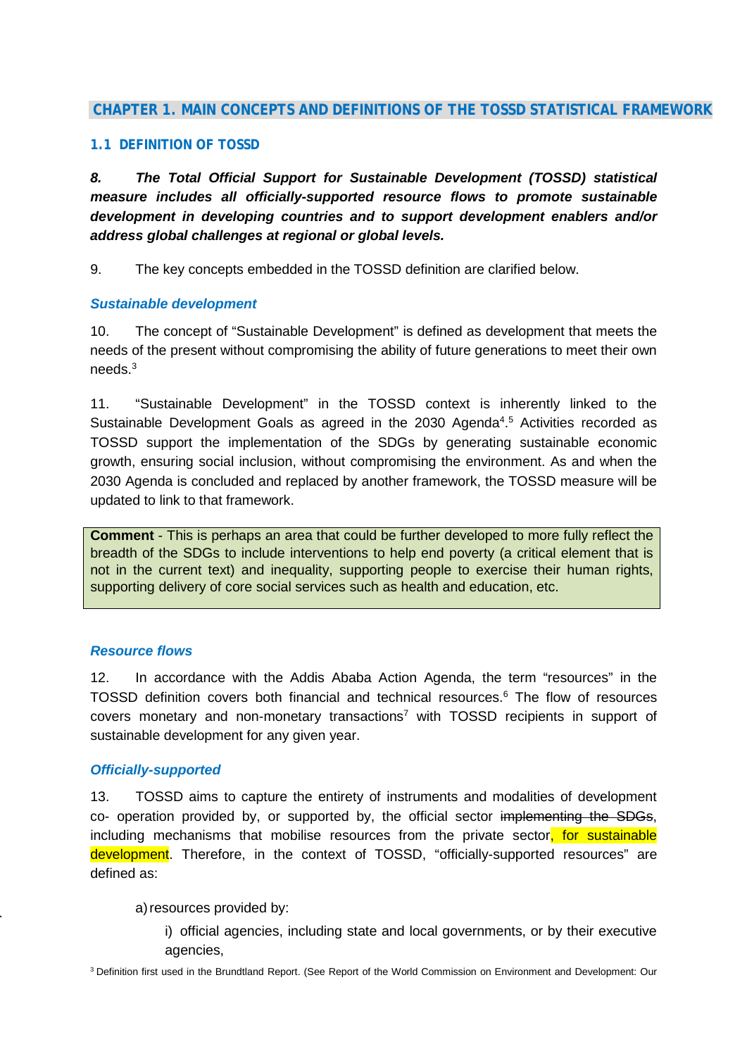## CHAPTER 1. MAIN CONCEPTS AND DEFINITIONS OF THE TOSSD STATISTICAL FRAMEWORK

### 1.1 DEFINITION OF TOSSD

***8. The Total Official Support for Sustainable Development (TOSSD) statistical measure includes all officially-supported resource flows to promote sustainable development in developing countries and to support development enablers and/or address global challenges at regional or global levels.***

9. The key concepts embedded in the TOSSD definition are clarified below.

#### *Sustainable development*

10. The concept of "Sustainable Development" is defined as development that meets the needs of the present without compromising the ability of future generations to meet their own needs.[3]

11. "Sustainable Development" in the TOSSD context is inherently linked to the Sustainable Development Goals as agreed in the 2030 Agenda[4].[5] Activities recorded as TOSSD support the implementation of the SDGs by generating sustainable economic growth, ensuring social inclusion, without compromising the environment. As and when the 2030 Agenda is concluded and replaced by another framework, the TOSSD measure will be updated to link to that framework.

> **Comment** - This is perhaps an area that could be further developed to more fully reflect the breadth of the SDGs to include interventions to help end poverty (a critical element that is not in the current text) and inequality, supporting people to exercise their human rights, supporting delivery of core social services such as health and education, etc.

#### *Resource flows*

12. In accordance with the Addis Ababa Action Agenda, the term "resources" in the TOSSD definition covers both financial and technical resources.[6] The flow of resources covers monetary and non-monetary transactions[7] with TOSSD recipients in support of sustainable development for any given year.

#### *Officially-supported*

13. TOSSD aims to capture the entirety of instruments and modalities of development co- operation provided by, or supported by, the official sector ~~implementing the SDGs~~, including mechanisms that mobilise resources from the private sector, for sustainable development. Therefore, in the context of TOSSD, "officially-supported resources" are defined as:

a) resources provided by:

i) official agencies, including state and local governments, or by their executive agencies,

[3] Definition first used in the Brundtland Report. (See Report of the World Commission on Environment and Development: Our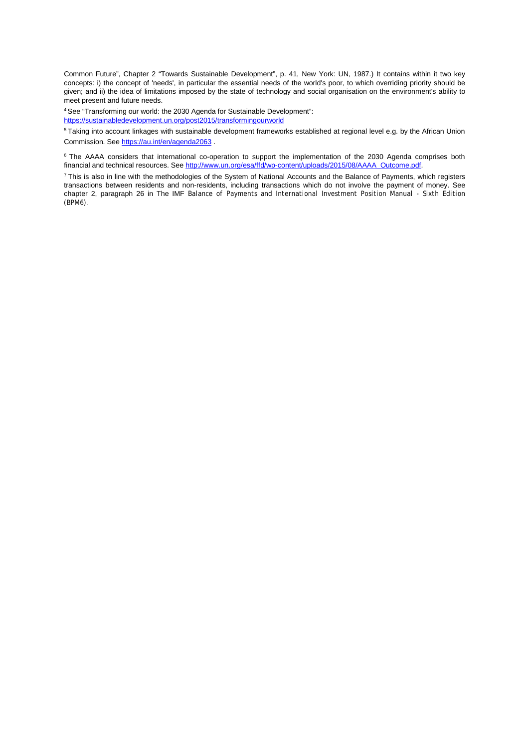Common Future", Chapter 2 "Towards Sustainable Development", p. 41, New York: UN, 1987.) It contains within it two key concepts: i) the concept of 'needs', in particular the essential needs of the world's poor, to which overriding priority should be given; and ii) the idea of limitations imposed by the state of technology and social organisation on the environment's ability to meet present and future needs.

[4] See "Transforming our world: the 2030 Agenda for Sustainable Development": https://sustainabledevelopment.un.org/post2015/transformingourworld

[5] Taking into account linkages with sustainable development frameworks established at regional level e.g. by the African Union Commission. See https://au.int/en/agenda2063 .

[6] The AAAA considers that international co-operation to support the implementation of the 2030 Agenda comprises both financial and technical resources. See http://www.un.org/esa/ffd/wp-content/uploads/2015/08/AAAA_Outcome.pdf.

[7] This is also in line with the methodologies of the System of National Accounts and the Balance of Payments, which registers transactions between residents and non-residents, including transactions which do not involve the payment of money. See chapter 2, paragraph 26 in The IMF *Balance of Payments and International Investment Position Manual - Sixth Edition* (BPM6).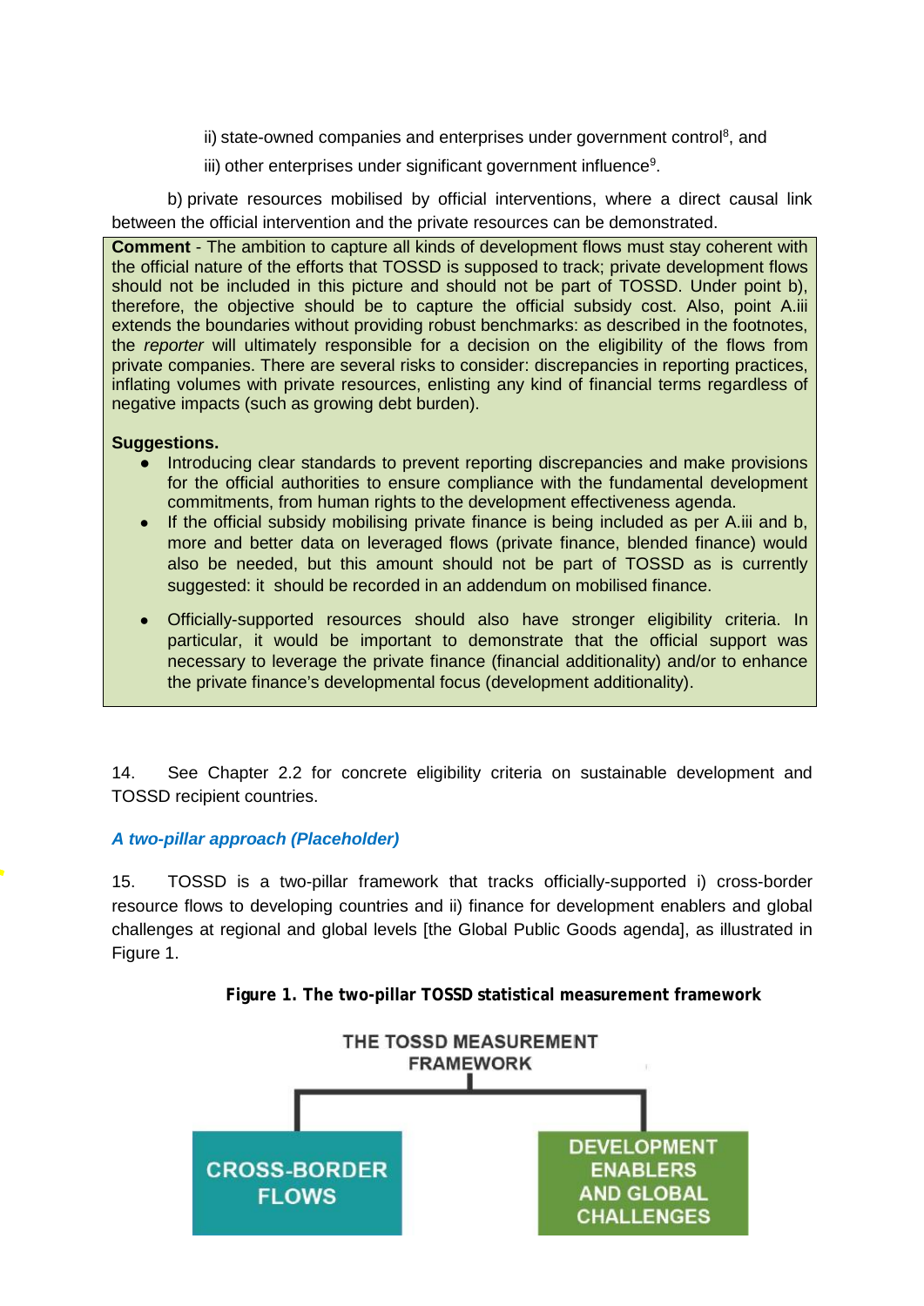ii) state-owned companies and enterprises under government control[8], and

iii) other enterprises under significant government influence[9].

b) private resources mobilised by official interventions, where a direct causal link between the official intervention and the private resources can be demonstrated.

**Comment** - The ambition to capture all kinds of development flows must stay coherent with the official nature of the efforts that TOSSD is supposed to track; private development flows should not be included in this picture and should not be part of TOSSD. Under point b), therefore, the objective should be to capture the official subsidy cost. Also, point A.iii extends the boundaries without providing robust benchmarks: as described in the footnotes, the *reporter* will ultimately responsible for a decision on the eligibility of the flows from private companies. There are several risks to consider: discrepancies in reporting practices, inflating volumes with private resources, enlisting any kind of financial terms regardless of negative impacts (such as growing debt burden).

**Suggestions.**

- Introducing clear standards to prevent reporting discrepancies and make provisions for the official authorities to ensure compliance with the fundamental development commitments, from human rights to the development effectiveness agenda.
- If the official subsidy mobilising private finance is being included as per A.iii and b, more and better data on leveraged flows (private finance, blended finance) would also be needed, but this amount should not be part of TOSSD as is currently suggested: it should be recorded in an addendum on mobilised finance.
- Officially-supported resources should also have stronger eligibility criteria. In particular, it would be important to demonstrate that the official support was necessary to leverage the private finance (financial additionality) and/or to enhance the private finance's developmental focus (development additionality).

14. See Chapter 2.2 for concrete eligibility criteria on sustainable development and TOSSD recipient countries.

### *A two-pillar approach (Placeholder)*

15. TOSSD is a two-pillar framework that tracks officially-supported i) cross-border resource flows to developing countries and ii) finance for development enablers and global challenges at regional and global levels [the Global Public Goods agenda], as illustrated in Figure 1.

**Figure 1. The two-pillar TOSSD statistical measurement framework**

THE TOSSD MEASUREMENT FRAMEWORK

CROSS-BORDER FLOWS

DEVELOPMENT ENABLERS AND GLOBAL CHALLENGES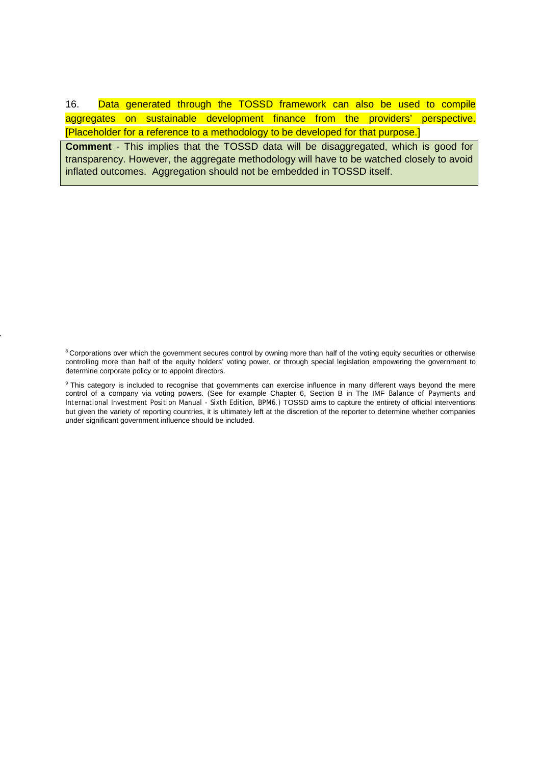16. Data generated through the TOSSD framework can also be used to compile aggregates on sustainable development finance from the providers' perspective. [Placeholder for a reference to a methodology to be developed for that purpose.]

**Comment** - This implies that the TOSSD data will be disaggregated, which is good for transparency. However, the aggregate methodology will have to be watched closely to avoid inflated outcomes. Aggregation should not be embedded in TOSSD itself.

[8] Corporations over which the government secures control by owning more than half of the voting equity securities or otherwise controlling more than half of the equity holders' voting power, or through special legislation empowering the government to determine corporate policy or to appoint directors.

[9] This category is included to recognise that governments can exercise influence in many different ways beyond the mere control of a company via voting powers. (See for example Chapter 6, Section B in The IMF *Balance of Payments and International Investment Position Manual - Sixth Edition, BPM6.*) TOSSD aims to capture the entirety of official interventions but given the variety of reporting countries, it is ultimately left at the discretion of the reporter to determine whether companies under significant government influence should be included.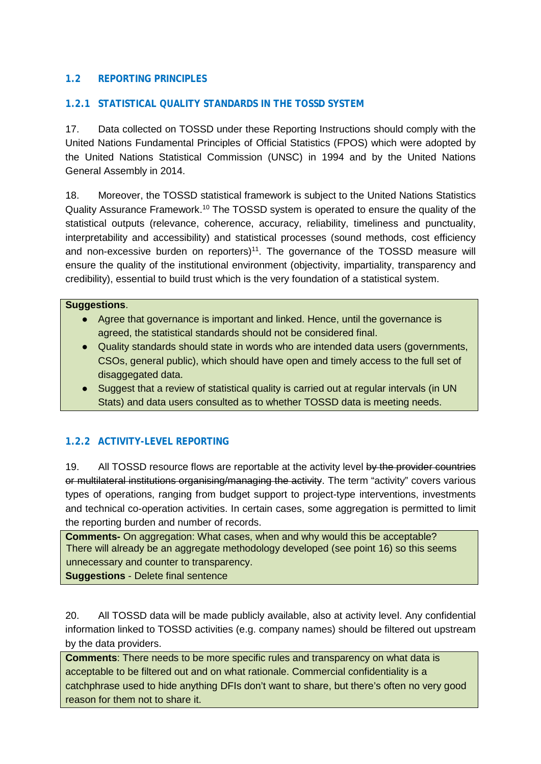### 1.2 REPORTING PRINCIPLES

#### 1.2.1 STATISTICAL QUALITY STANDARDS IN THE TOSSD SYSTEM

17. Data collected on TOSSD under these Reporting Instructions should comply with the United Nations Fundamental Principles of Official Statistics (FPOS) which were adopted by the United Nations Statistical Commission (UNSC) in 1994 and by the United Nations General Assembly in 2014.

18. Moreover, the TOSSD statistical framework is subject to the United Nations Statistics Quality Assurance Framework.[10] The TOSSD system is operated to ensure the quality of the statistical outputs (relevance, coherence, accuracy, reliability, timeliness and punctuality, interpretability and accessibility) and statistical processes (sound methods, cost efficiency and non-excessive burden on reporters)[11]. The governance of the TOSSD measure will ensure the quality of the institutional environment (objectivity, impartiality, transparency and credibility), essential to build trust which is the very foundation of a statistical system.

**Suggestions**.

- Agree that governance is important and linked. Hence, until the governance is agreed, the statistical standards should not be considered final.
- Quality standards should state in words who are intended data users (governments, CSOs, general public), which should have open and timely access to the full set of disaggregated data.
- Suggest that a review of statistical quality is carried out at regular intervals (in UN Stats) and data users consulted as to whether TOSSD data is meeting needs.

#### 1.2.2 ACTIVITY-LEVEL REPORTING

19. All TOSSD resource flows are reportable at the activity level ~~by the provider countries or multilateral institutions organising/managing the activity~~. The term "activity" covers various types of operations, ranging from budget support to project-type interventions, investments and technical co-operation activities. In certain cases, some aggregation is permitted to limit the reporting burden and number of records.

**Comments-** On aggregation: What cases, when and why would this be acceptable? There will already be an aggregate methodology developed (see point 16) so this seems unnecessary and counter to transparency.
**Suggestions** - Delete final sentence

20. All TOSSD data will be made publicly available, also at activity level. Any confidential information linked to TOSSD activities (e.g. company names) should be filtered out upstream by the data providers.

**Comments**: There needs to be more specific rules and transparency on what data is acceptable to be filtered out and on what rationale. Commercial confidentiality is a catchphrase used to hide anything DFIs don't want to share, but there's often no very good reason for them not to share it.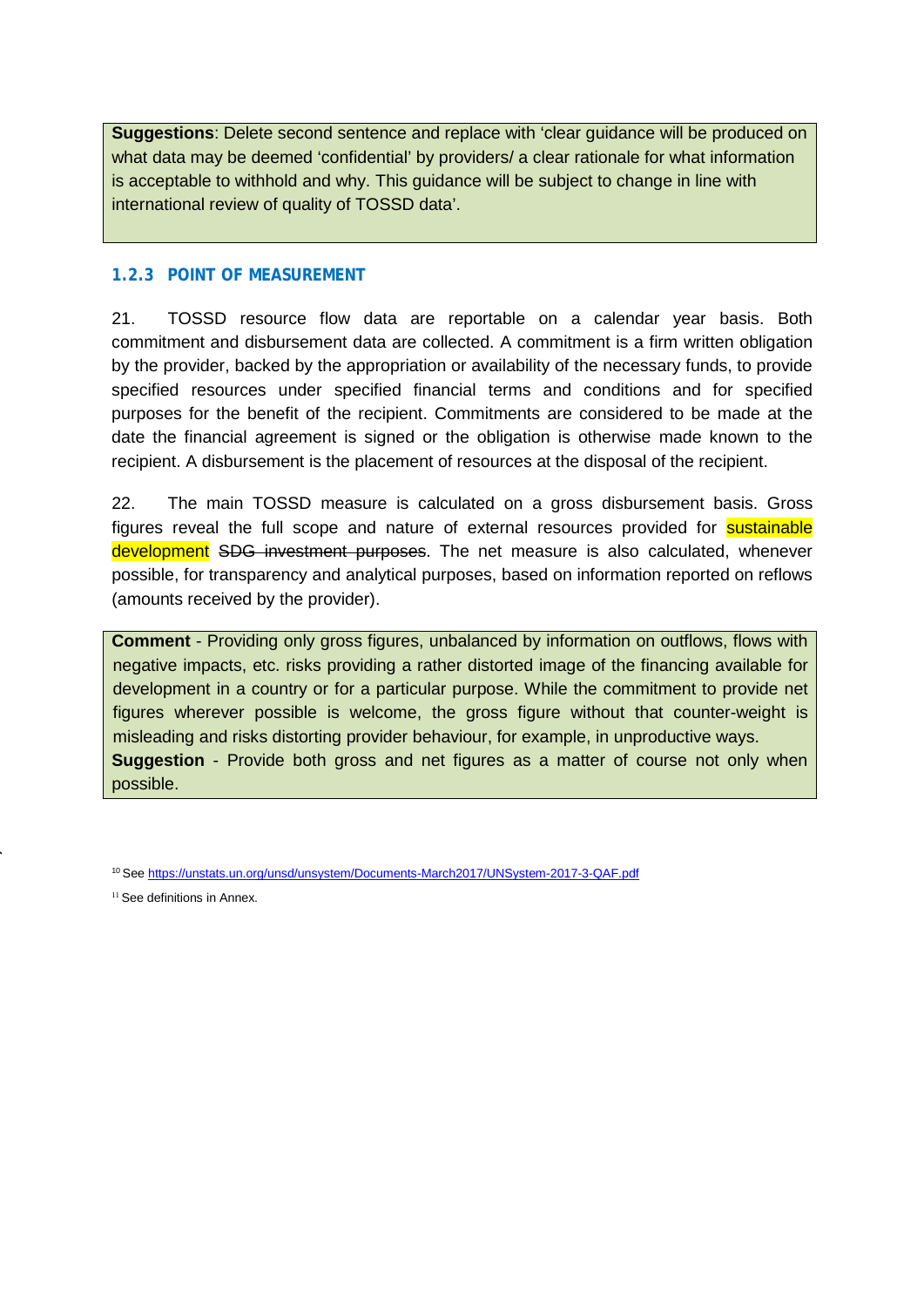**Suggestions**: Delete second sentence and replace with 'clear guidance will be produced on what data may be deemed 'confidential' by providers/ a clear rationale for what information is acceptable to withhold and why. This guidance will be subject to change in line with international review of quality of TOSSD data'.

### 1.2.3 POINT OF MEASUREMENT

21. TOSSD resource flow data are reportable on a calendar year basis. Both commitment and disbursement data are collected. A commitment is a firm written obligation by the provider, backed by the appropriation or availability of the necessary funds, to provide specified resources under specified financial terms and conditions and for specified purposes for the benefit of the recipient. Commitments are considered to be made at the date the financial agreement is signed or the obligation is otherwise made known to the recipient. A disbursement is the placement of resources at the disposal of the recipient.

22. The main TOSSD measure is calculated on a gross disbursement basis. Gross figures reveal the full scope and nature of external resources provided for sustainable development ~~SDG investment purposes~~. The net measure is also calculated, whenever possible, for transparency and analytical purposes, based on information reported on reflows (amounts received by the provider).

**Comment** - Providing only gross figures, unbalanced by information on outflows, flows with negative impacts, etc. risks providing a rather distorted image of the financing available for development in a country or for a particular purpose. While the commitment to provide net figures wherever possible is welcome, the gross figure without that counter-weight is misleading and risks distorting provider behaviour, for example, in unproductive ways.
**Suggestion** - Provide both gross and net figures as a matter of course not only when possible.

[10] See https://unstats.un.org/unsd/unsystem/Documents-March2017/UNSystem-2017-3-QAF.pdf

[11] See definitions in Annex.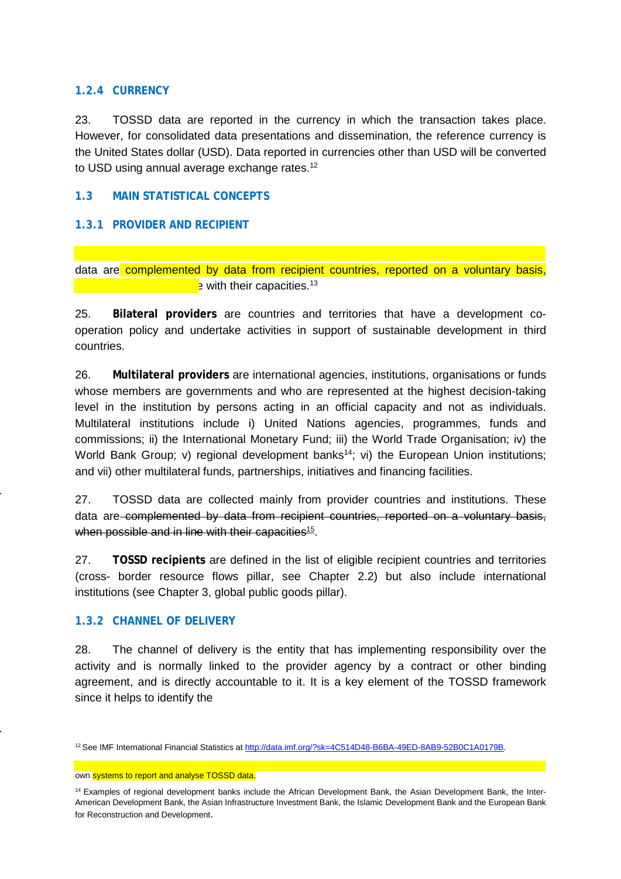### 1.2.4 CURRENCY

23. TOSSD data are reported in the currency in which the transaction takes place. However, for consolidated data presentations and dissemination, the reference currency is the United States dollar (USD). Data reported in currencies other than USD will be converted to USD using annual average exchange rates.[12]

## 1.3 MAIN STATISTICAL CONCEPTS

### 1.3.1 PROVIDER AND RECIPIENT

data are complemented by data from recipient countries, reported on a voluntary basis, e with their capacities.[13]

25. **Bilateral providers** are countries and territories that have a development co-operation policy and undertake activities in support of sustainable development in third countries.

26. **Multilateral providers** are international agencies, institutions, organisations or funds whose members are governments and who are represented at the highest decision-taking level in the institution by persons acting in an official capacity and not as individuals. Multilateral institutions include i) United Nations agencies, programmes, funds and commissions; ii) the International Monetary Fund; iii) the World Trade Organisation; iv) the World Bank Group; v) regional development banks[14]; vi) the European Union institutions; and vii) other multilateral funds, partnerships, initiatives and financing facilities.

27. TOSSD data are collected mainly from provider countries and institutions. These data are ~~complemented by data from recipient countries, reported on a voluntary basis, when possible and in line with their capacities[15]~~.

27. **TOSSD recipients** are defined in the list of eligible recipient countries and territories (cross- border resource flows pillar, see Chapter 2.2) but also include international institutions (see Chapter 3, global public goods pillar).

### 1.3.2 CHANNEL OF DELIVERY

28. The channel of delivery is the entity that has implementing responsibility over the activity and is normally linked to the provider agency by a contract or other binding agreement, and is directly accountable to it. It is a key element of the TOSSD framework since it helps to identify the

[12] See IMF International Financial Statistics at http://data.imf.org/?sk=4C514D48-B6BA-49ED-8AB9-52B0C1A0179B.

own systems to report and analyse TOSSD data.

[14] Examples of regional development banks include the African Development Bank, the Asian Development Bank, the Inter-American Development Bank, the Asian Infrastructure Investment Bank, the Islamic Development Bank and the European Bank for Reconstruction and Development.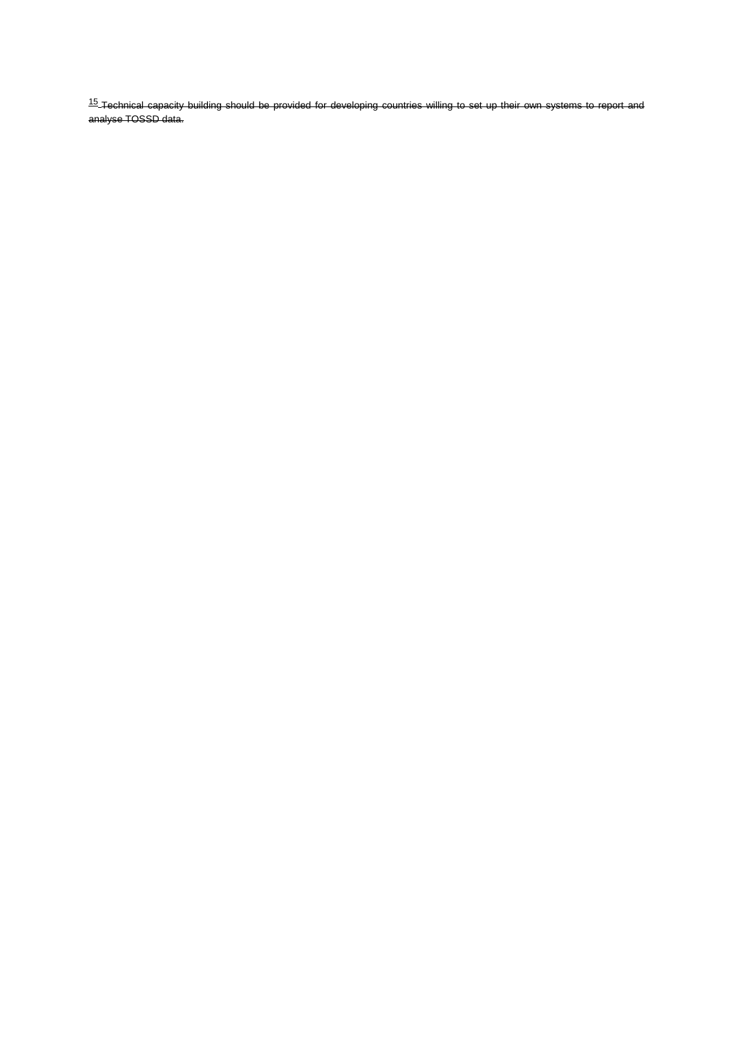[15] ~~Technical capacity building should be provided for developing countries willing to set up their own systems to report and analyse TOSSD data.~~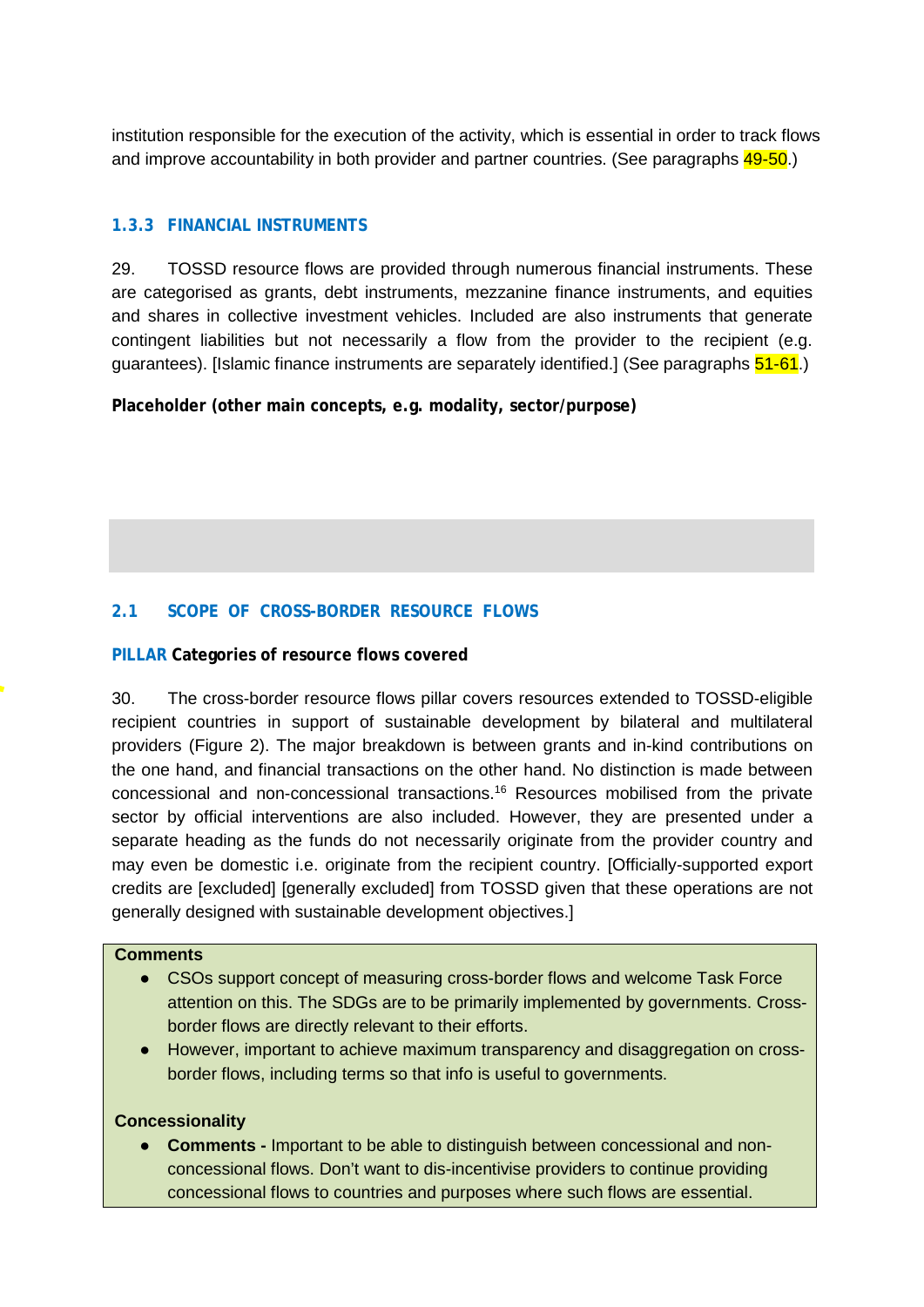institution responsible for the execution of the activity, which is essential in order to track flows and improve accountability in both provider and partner countries. (See paragraphs 49-50.)

### 1.3.3 FINANCIAL INSTRUMENTS

29. TOSSD resource flows are provided through numerous financial instruments. These are categorised as grants, debt instruments, mezzanine finance instruments, and equities and shares in collective investment vehicles. Included are also instruments that generate contingent liabilities but not necessarily a flow from the provider to the recipient (e.g. guarantees). [Islamic finance instruments are separately identified.] (See paragraphs 51-61.)

**Placeholder (other main concepts, e.g. modality, sector/purpose)**

## 2.1 SCOPE OF CROSS-BORDER RESOURCE FLOWS

**PILLAR Categories of resource flows covered**

30. The cross-border resource flows pillar covers resources extended to TOSSD-eligible recipient countries in support of sustainable development by bilateral and multilateral providers (Figure 2). The major breakdown is between grants and in-kind contributions on the one hand, and financial transactions on the other hand. No distinction is made between concessional and non-concessional transactions.[16] Resources mobilised from the private sector by official interventions are also included. However, they are presented under a separate heading as the funds do not necessarily originate from the provider country and may even be domestic i.e. originate from the recipient country. [Officially-supported export credits are [excluded] [generally excluded] from TOSSD given that these operations are not generally designed with sustainable development objectives.]

**Comments**

- CSOs support concept of measuring cross-border flows and welcome Task Force attention on this. The SDGs are to be primarily implemented by governments. Cross-border flows are directly relevant to their efforts.
- However, important to achieve maximum transparency and disaggregation on cross-border flows, including terms so that info is useful to governments.

**Concessionality**

- **Comments -** Important to be able to distinguish between concessional and non-concessional flows. Don't want to dis-incentivise providers to continue providing concessional flows to countries and purposes where such flows are essential.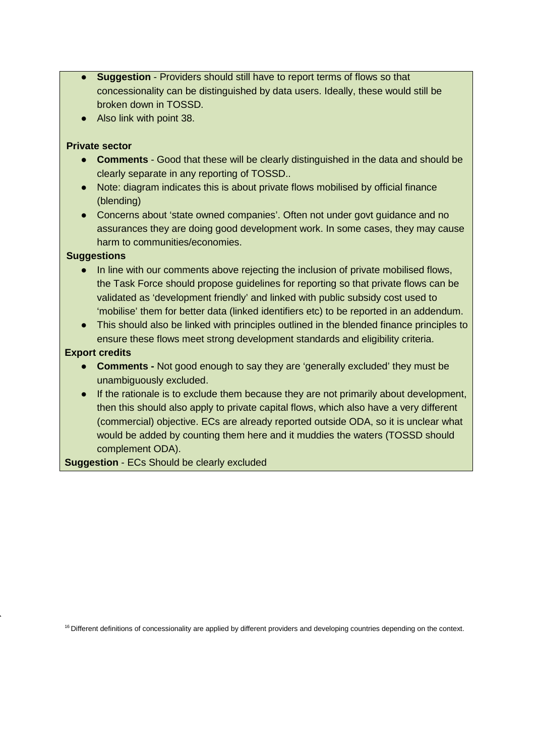- **Suggestion** - Providers should still have to report terms of flows so that concessionality can be distinguished by data users. Ideally, these would still be broken down in TOSSD.
- Also link with point 38.

**Private sector**

- **Comments** - Good that these will be clearly distinguished in the data and should be clearly separate in any reporting of TOSSD..
- Note: diagram indicates this is about private flows mobilised by official finance (blending)
- Concerns about 'state owned companies'. Often not under govt guidance and no assurances they are doing good development work. In some cases, they may cause harm to communities/economies.

**Suggestions**

- In line with our comments above rejecting the inclusion of private mobilised flows, the Task Force should propose guidelines for reporting so that private flows can be validated as 'development friendly' and linked with public subsidy cost used to 'mobilise' them for better data (linked identifiers etc) to be reported in an addendum.
- This should also be linked with principles outlined in the blended finance principles to ensure these flows meet strong development standards and eligibility criteria.

**Export credits**

- **Comments -** Not good enough to say they are 'generally excluded' they must be unambiguously excluded.
- If the rationale is to exclude them because they are not primarily about development, then this should also apply to private capital flows, which also have a very different (commercial) objective. ECs are already reported outside ODA, so it is unclear what would be added by counting them here and it muddies the waters (TOSSD should complement ODA).

**Suggestion** - ECs Should be clearly excluded

[16] Different definitions of concessionality are applied by different providers and developing countries depending on the context.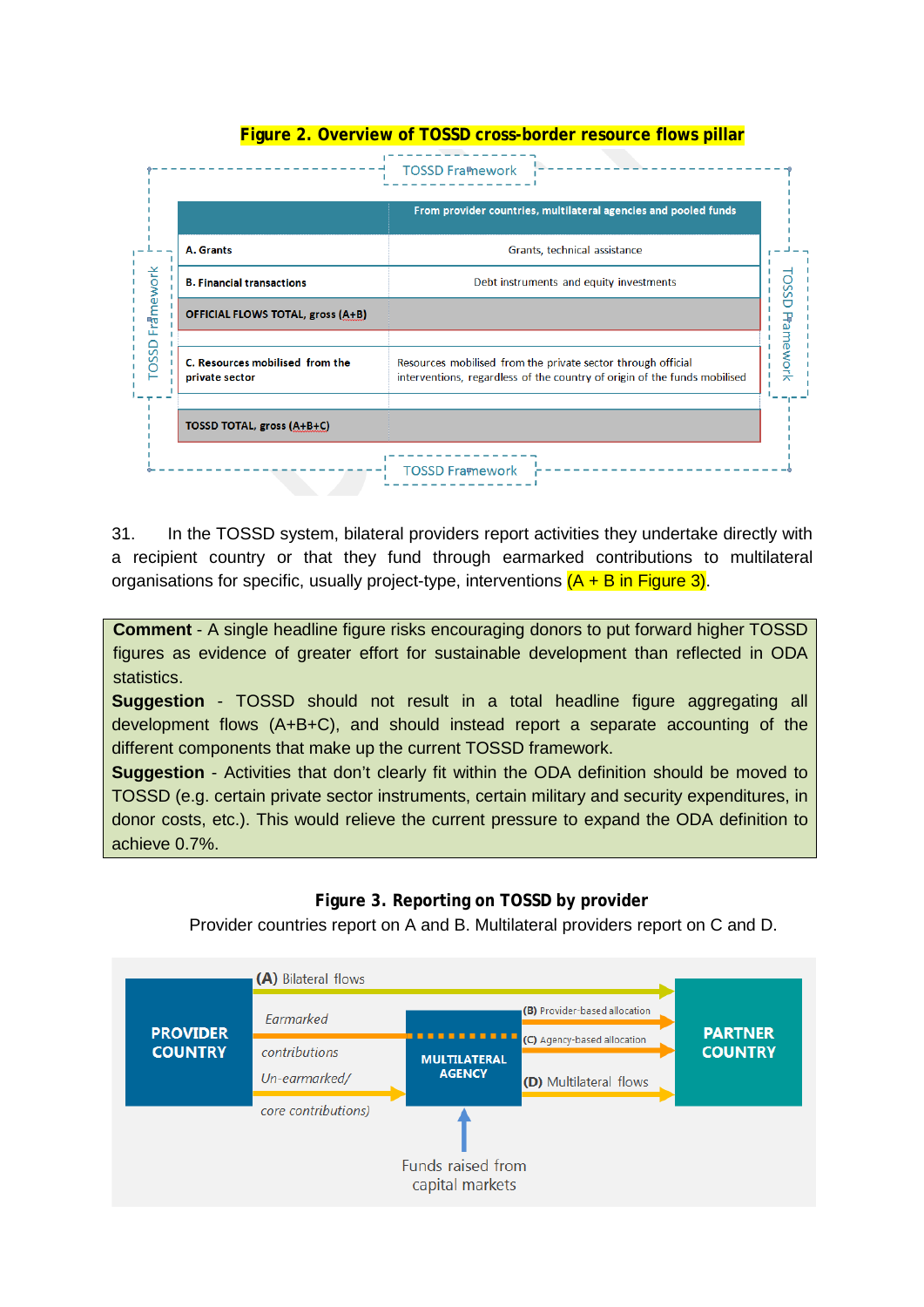**Figure 2. Overview of TOSSD cross-border resource flows pillar**

| | From provider countries, multilateral agencies and pooled funds |
|---|---|
| A. Grants | Grants, technical assistance |
| B. Financial transactions | Debt instruments and equity investments |
| OFFICIAL FLOWS TOTAL, gross (A+B) | |
| C. Resources mobilised from the private sector | Resources mobilised from the private sector through official interventions, regardless of the country of origin of the funds mobilised |
| TOSSD TOTAL, gross (A+B+C) | |

31. In the TOSSD system, bilateral providers report activities they undertake directly with a recipient country or that they fund through earmarked contributions to multilateral organisations for specific, usually project-type, interventions (A + B in Figure 3).

**Comment** - A single headline figure risks encouraging donors to put forward higher TOSSD figures as evidence of greater effort for sustainable development than reflected in ODA statistics.

**Suggestion** - TOSSD should not result in a total headline figure aggregating all development flows (A+B+C), and should instead report a separate accounting of the different components that make up the current TOSSD framework.

**Suggestion** - Activities that don't clearly fit within the ODA definition should be moved to TOSSD (e.g. certain private sector instruments, certain military and security expenditures, in donor costs, etc.). This would relieve the current pressure to expand the ODA definition to achieve 0.7%.

**Figure 3. Reporting on TOSSD by provider**

Provider countries report on A and B. Multilateral providers report on C and D.

PROVIDER COUNTRY → (A) Bilateral flows → PARTNER COUNTRY

PROVIDER COUNTRY → Earmarked contributions / Un-earmarked/ core contributions) → MULTILATERAL AGENCY

MULTILATERAL AGENCY → (B) Provider-based allocation; (C) Agency-based allocation; (D) Multilateral flows → PARTNER COUNTRY

Funds raised from capital markets → MULTILATERAL AGENCY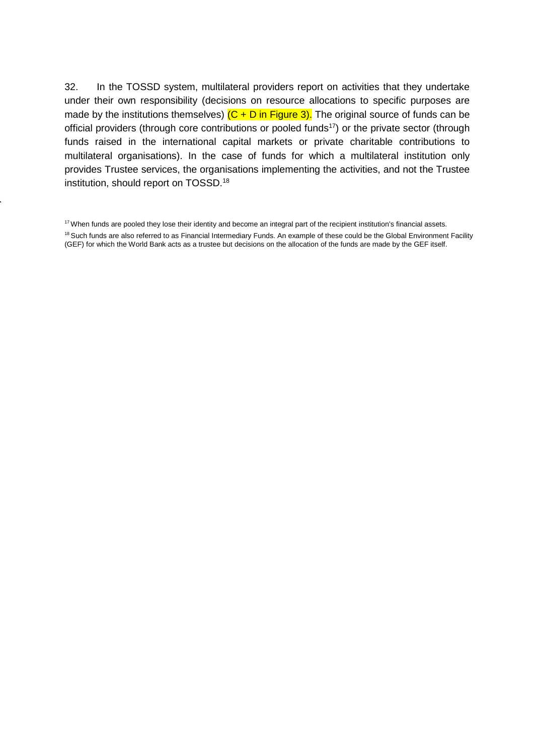32. In the TOSSD system, multilateral providers report on activities that they undertake under their own responsibility (decisions on resource allocations to specific purposes are made by the institutions themselves) (C + D in Figure 3). The original source of funds can be official providers (through core contributions or pooled funds[17]) or the private sector (through funds raised in the international capital markets or private charitable contributions to multilateral organisations). In the case of funds for which a multilateral institution only provides Trustee services, the organisations implementing the activities, and not the Trustee institution, should report on TOSSD.[18]

[17] When funds are pooled they lose their identity and become an integral part of the recipient institution's financial assets.

[18] Such funds are also referred to as Financial Intermediary Funds. An example of these could be the Global Environment Facility (GEF) for which the World Bank acts as a trustee but decisions on the allocation of the funds are made by the GEF itself.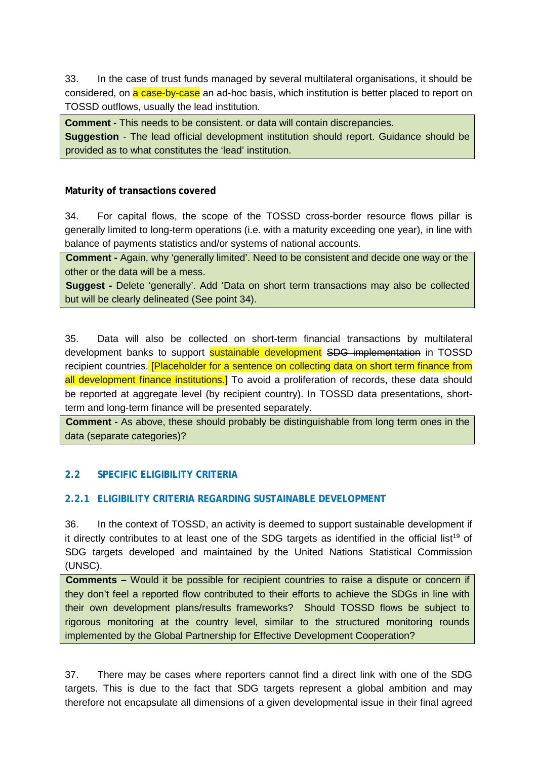33. In the case of trust funds managed by several multilateral organisations, it should be considered, on a case-by-case ~~an ad-hoc~~ basis, which institution is better placed to report on TOSSD outflows, usually the lead institution.

> **Comment -** This needs to be consistent. or data will contain discrepancies.
> **Suggestion** - The lead official development institution should report. Guidance should be provided as to what constitutes the 'lead' institution.

**Maturity of transactions covered**

34. For capital flows, the scope of the TOSSD cross-border resource flows pillar is generally limited to long-term operations (i.e. with a maturity exceeding one year), in line with balance of payments statistics and/or systems of national accounts.

> **Comment -** Again, why 'generally limited'. Need to be consistent and decide one way or the other or the data will be a mess.
> **Suggest -** Delete 'generally'. Add 'Data on short term transactions may also be collected but will be clearly delineated (See point 34).

35. Data will also be collected on short-term financial transactions by multilateral development banks to support sustainable development ~~SDG implementation~~ in TOSSD recipient countries. [Placeholder for a sentence on collecting data on short term finance from all development finance institutions.] To avoid a proliferation of records, these data should be reported at aggregate level (by recipient country). In TOSSD data presentations, short-term and long-term finance will be presented separately.

> **Comment -** As above, these should probably be distinguishable from long term ones in the data (separate categories)?

## 2.2 SPECIFIC ELIGIBILITY CRITERIA

### 2.2.1 ELIGIBILITY CRITERIA REGARDING SUSTAINABLE DEVELOPMENT

36. In the context of TOSSD, an activity is deemed to support sustainable development if it directly contributes to at least one of the SDG targets as identified in the official list[19] of SDG targets developed and maintained by the United Nations Statistical Commission (UNSC).

> **Comments –** Would it be possible for recipient countries to raise a dispute or concern if they don't feel a reported flow contributed to their efforts to achieve the SDGs in line with their own development plans/results frameworks? Should TOSSD flows be subject to rigorous monitoring at the country level, similar to the structured monitoring rounds implemented by the Global Partnership for Effective Development Cooperation?

37. There may be cases where reporters cannot find a direct link with one of the SDG targets. This is due to the fact that SDG targets represent a global ambition and may therefore not encapsulate all dimensions of a given developmental issue in their final agreed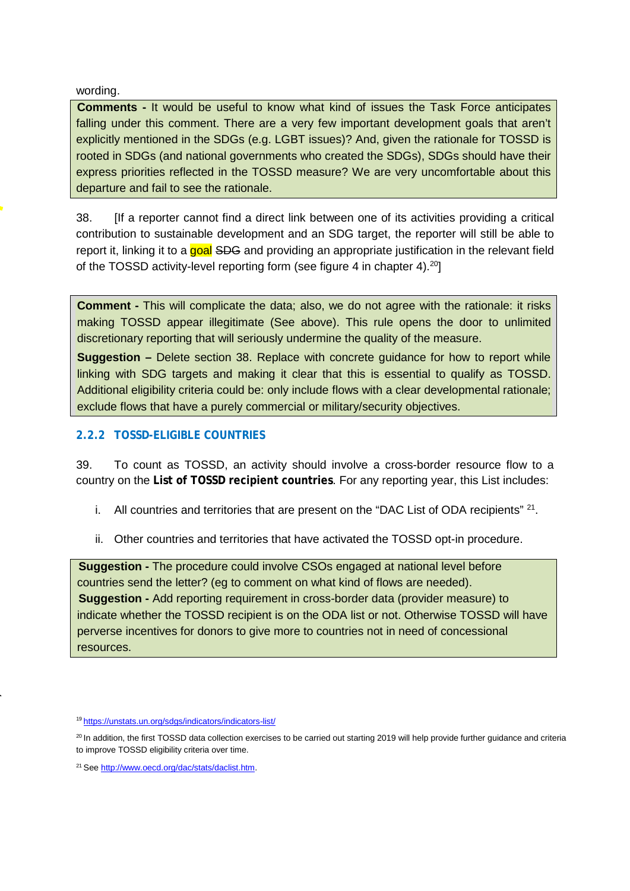wording.

**Comments -** It would be useful to know what kind of issues the Task Force anticipates falling under this comment. There are a very few important development goals that aren't explicitly mentioned in the SDGs (e.g. LGBT issues)? And, given the rationale for TOSSD is rooted in SDGs (and national governments who created the SDGs), SDGs should have their express priorities reflected in the TOSSD measure? We are very uncomfortable about this departure and fail to see the rationale.

38. [If a reporter cannot find a direct link between one of its activities providing a critical contribution to sustainable development and an SDG target, the reporter will still be able to report it, linking it to a goal ~~SDG~~ and providing an appropriate justification in the relevant field of the TOSSD activity-level reporting form (see figure 4 in chapter 4).[20]]

**Comment -** This will complicate the data; also, we do not agree with the rationale: it risks making TOSSD appear illegitimate (See above). This rule opens the door to unlimited discretionary reporting that will seriously undermine the quality of the measure.

**Suggestion –** Delete section 38. Replace with concrete guidance for how to report while linking with SDG targets and making it clear that this is essential to qualify as TOSSD. Additional eligibility criteria could be: only include flows with a clear developmental rationale; exclude flows that have a purely commercial or military/security objectives.

### 2.2.2 TOSSD-ELIGIBLE COUNTRIES

39. To count as TOSSD, an activity should involve a cross-border resource flow to a country on the **List of TOSSD recipient countries**. For any reporting year, this List includes:

i. All countries and territories that are present on the "DAC List of ODA recipients" [21].

ii. Other countries and territories that have activated the TOSSD opt-in procedure.

**Suggestion -** The procedure could involve CSOs engaged at national level before countries send the letter? (eg to comment on what kind of flows are needed).
**Suggestion -** Add reporting requirement in cross-border data (provider measure) to indicate whether the TOSSD recipient is on the ODA list or not. Otherwise TOSSD will have perverse incentives for donors to give more to countries not in need of concessional resources.

[19] https://unstats.un.org/sdgs/indicators/indicators-list/

[20] In addition, the first TOSSD data collection exercises to be carried out starting 2019 will help provide further guidance and criteria to improve TOSSD eligibility criteria over time.

[21] See http://www.oecd.org/dac/stats/daclist.htm.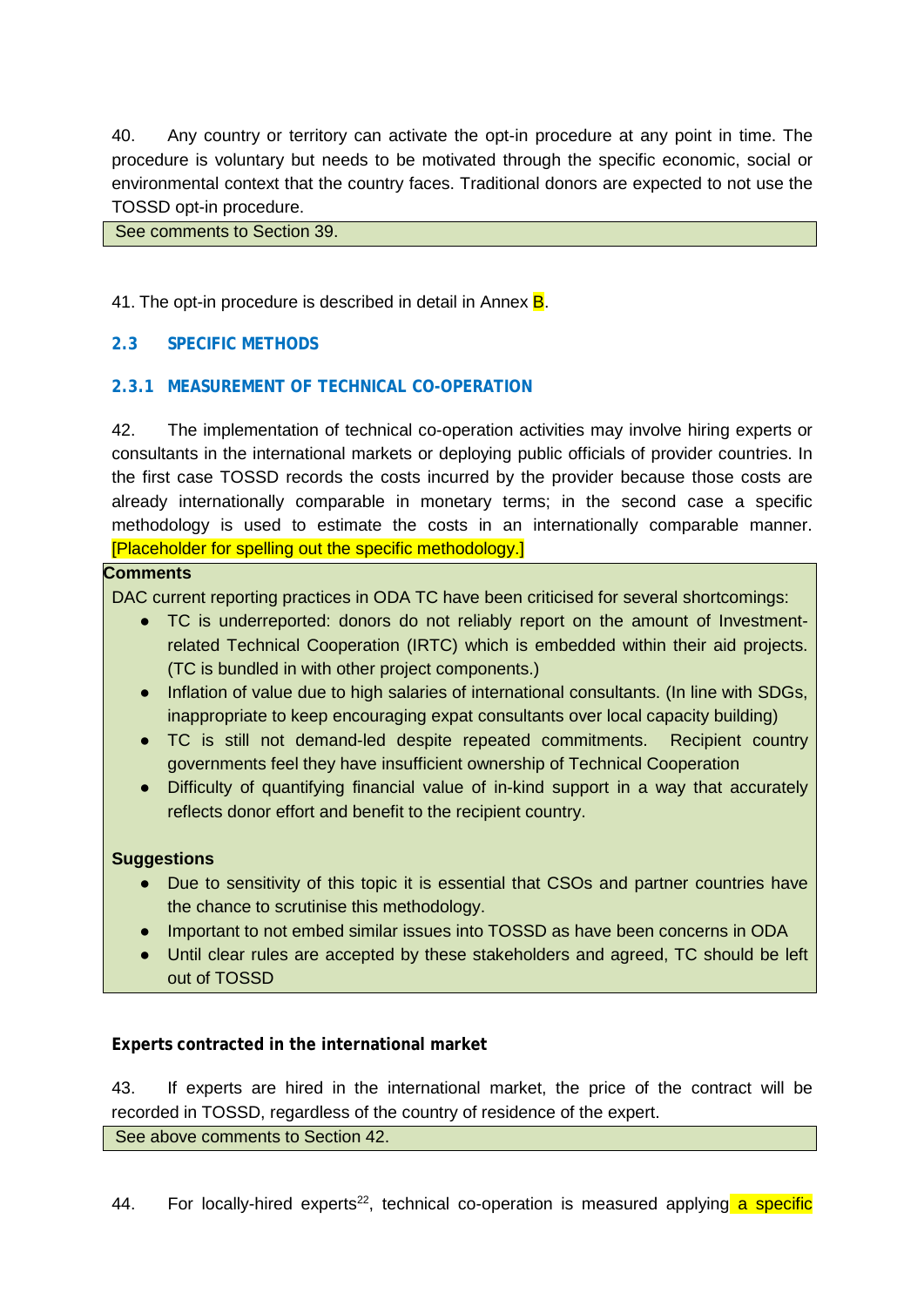40. Any country or territory can activate the opt-in procedure at any point in time. The procedure is voluntary but needs to be motivated through the specific economic, social or environmental context that the country faces. Traditional donors are expected to not use the TOSSD opt-in procedure.

> See comments to Section 39.

41. The opt-in procedure is described in detail in Annex B.

## 2.3 SPECIFIC METHODS

### 2.3.1 MEASUREMENT OF TECHNICAL CO-OPERATION

42. The implementation of technical co-operation activities may involve hiring experts or consultants in the international markets or deploying public officials of provider countries. In the first case TOSSD records the costs incurred by the provider because those costs are already internationally comparable in monetary terms; in the second case a specific methodology is used to estimate the costs in an internationally comparable manner. [Placeholder for spelling out the specific methodology.]

> **Comments**
>
> DAC current reporting practices in ODA TC have been criticised for several shortcomings:
>
> - TC is underreported: donors do not reliably report on the amount of Investment-related Technical Cooperation (IRTC) which is embedded within their aid projects. (TC is bundled in with other project components.)
> - Inflation of value due to high salaries of international consultants. (In line with SDGs, inappropriate to keep encouraging expat consultants over local capacity building)
> - TC is still not demand-led despite repeated commitments. Recipient country governments feel they have insufficient ownership of Technical Cooperation
> - Difficulty of quantifying financial value of in-kind support in a way that accurately reflects donor effort and benefit to the recipient country.
>
> **Suggestions**
>
> - Due to sensitivity of this topic it is essential that CSOs and partner countries have the chance to scrutinise this methodology.
> - Important to not embed similar issues into TOSSD as have been concerns in ODA
> - Until clear rules are accepted by these stakeholders and agreed, TC should be left out of TOSSD

**Experts contracted in the international market**

43. If experts are hired in the international market, the price of the contract will be recorded in TOSSD, regardless of the country of residence of the expert.

> See above comments to Section 42.

44. For locally-hired experts[22], technical co-operation is measured applying a specific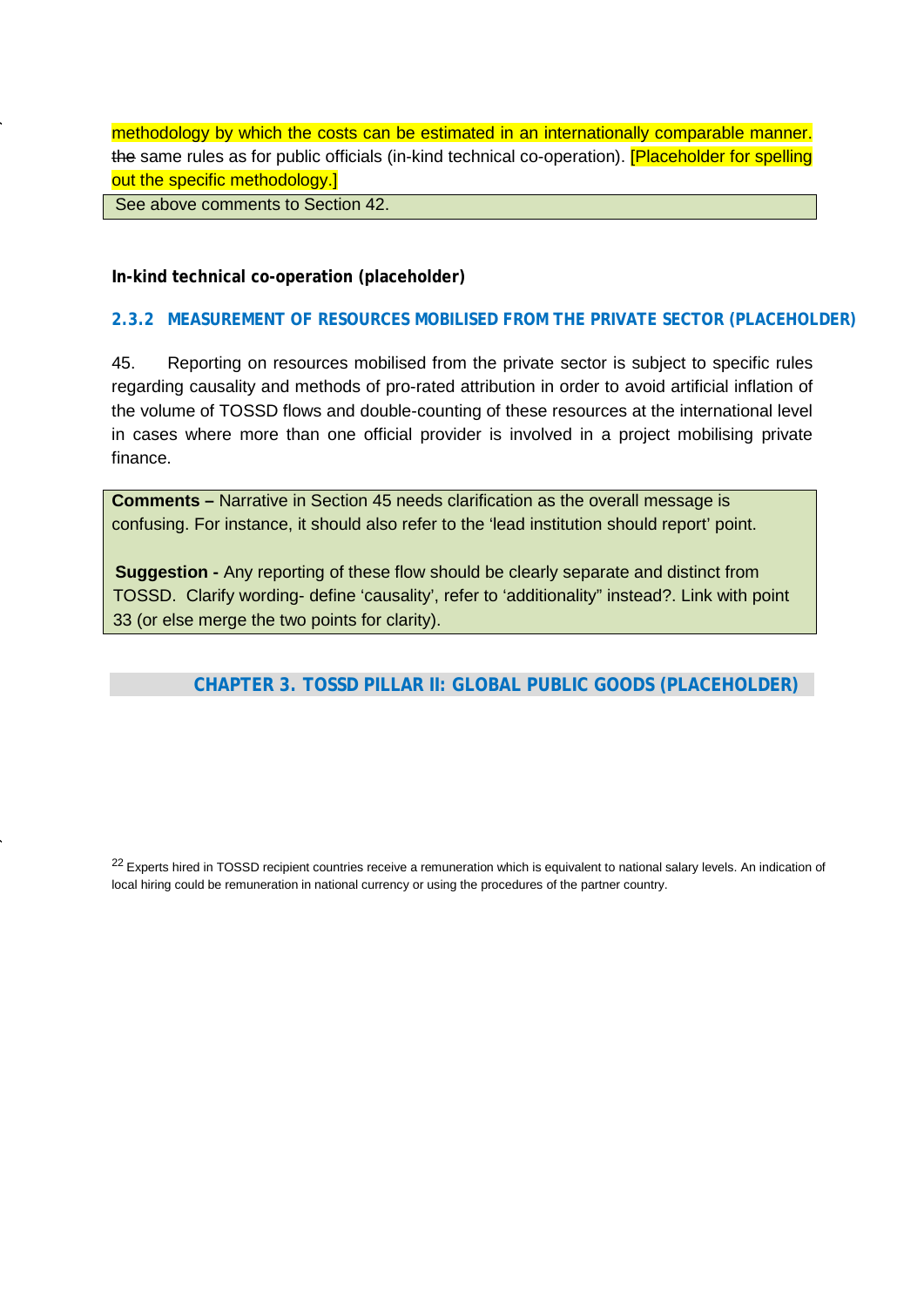methodology by which the costs can be estimated in an internationally comparable manner. ~~the~~ same rules as for public officials (in-kind technical co-operation). [Placeholder for spelling out the specific methodology.]

| See above comments to Section 42. |
|---|

**In-kind technical co-operation (placeholder)**

### 2.3.2 MEASUREMENT OF RESOURCES MOBILISED FROM THE PRIVATE SECTOR (PLACEHOLDER)

45. Reporting on resources mobilised from the private sector is subject to specific rules regarding causality and methods of pro-rated attribution in order to avoid artificial inflation of the volume of TOSSD flows and double-counting of these resources at the international level in cases where more than one official provider is involved in a project mobilising private finance.

> **Comments –** Narrative in Section 45 needs clarification as the overall message is confusing. For instance, it should also refer to the 'lead institution should report' point.
>
> **Suggestion -** Any reporting of these flow should be clearly separate and distinct from TOSSD. Clarify wording- define 'causality', refer to 'additionality" instead?. Link with point 33 (or else merge the two points for clarity).

## CHAPTER 3. TOSSD PILLAR II: GLOBAL PUBLIC GOODS (PLACEHOLDER)

[22] Experts hired in TOSSD recipient countries receive a remuneration which is equivalent to national salary levels. An indication of local hiring could be remuneration in national currency or using the procedures of the partner country.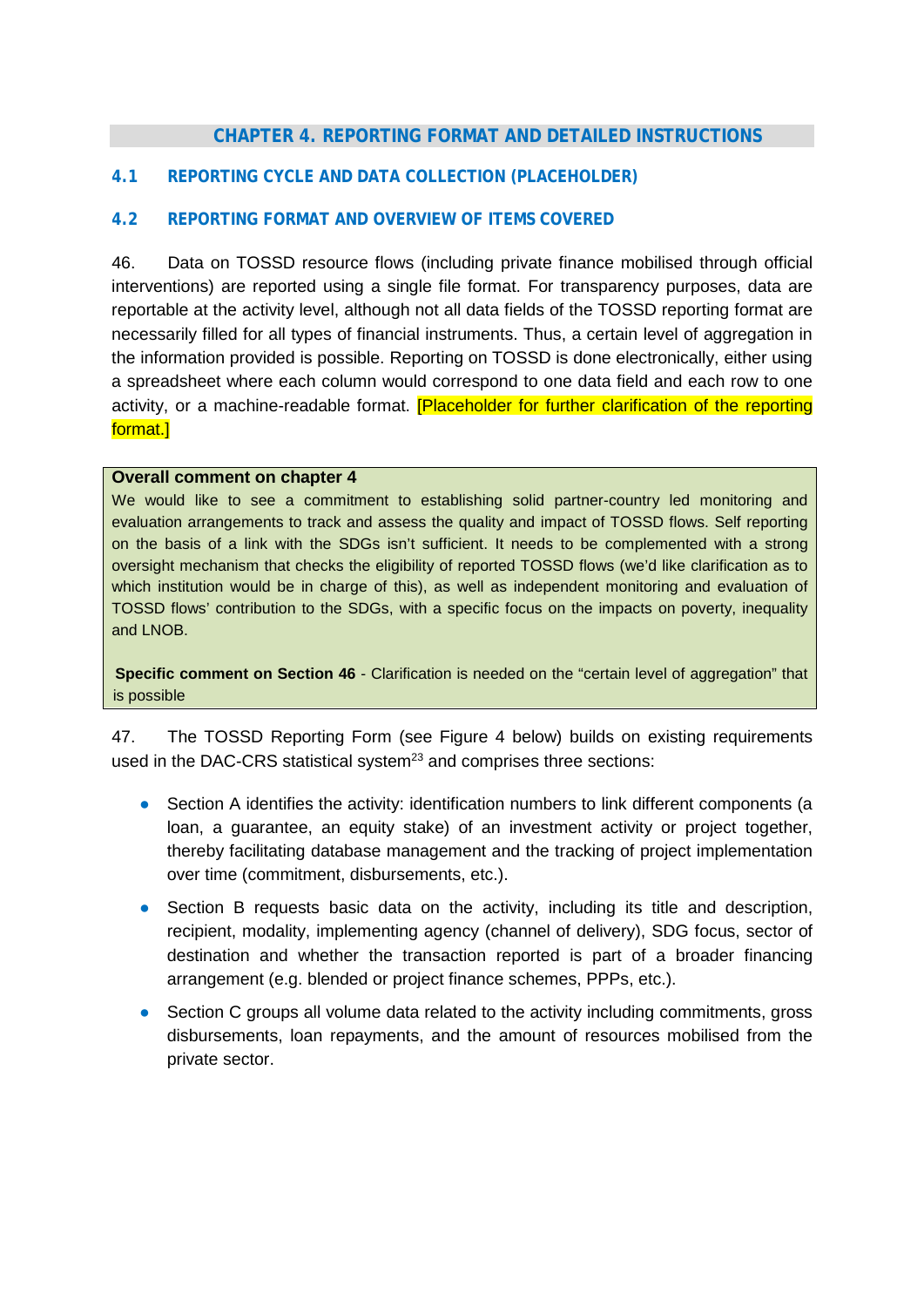# CHAPTER 4. REPORTING FORMAT AND DETAILED INSTRUCTIONS

## 4.1 REPORTING CYCLE AND DATA COLLECTION (PLACEHOLDER)

## 4.2 REPORTING FORMAT AND OVERVIEW OF ITEMS COVERED

46. Data on TOSSD resource flows (including private finance mobilised through official interventions) are reported using a single file format. For transparency purposes, data are reportable at the activity level, although not all data fields of the TOSSD reporting format are necessarily filled for all types of financial instruments. Thus, a certain level of aggregation in the information provided is possible. Reporting on TOSSD is done electronically, either using a spreadsheet where each column would correspond to one data field and each row to one activity, or a machine-readable format. [Placeholder for further clarification of the reporting format.]

**Overall comment on chapter 4**

We would like to see a commitment to establishing solid partner-country led monitoring and evaluation arrangements to track and assess the quality and impact of TOSSD flows. Self reporting on the basis of a link with the SDGs isn't sufficient. It needs to be complemented with a strong oversight mechanism that checks the eligibility of reported TOSSD flows (we'd like clarification as to which institution would be in charge of this), as well as independent monitoring and evaluation of TOSSD flows' contribution to the SDGs, with a specific focus on the impacts on poverty, inequality and LNOB.

**Specific comment on Section 46** - Clarification is needed on the "certain level of aggregation" that is possible

47. The TOSSD Reporting Form (see Figure 4 below) builds on existing requirements used in the DAC-CRS statistical system[23] and comprises three sections:

- Section A identifies the activity: identification numbers to link different components (a loan, a guarantee, an equity stake) of an investment activity or project together, thereby facilitating database management and the tracking of project implementation over time (commitment, disbursements, etc.).
- Section B requests basic data on the activity, including its title and description, recipient, modality, implementing agency (channel of delivery), SDG focus, sector of destination and whether the transaction reported is part of a broader financing arrangement (e.g. blended or project finance schemes, PPPs, etc.).
- Section C groups all volume data related to the activity including commitments, gross disbursements, loan repayments, and the amount of resources mobilised from the private sector.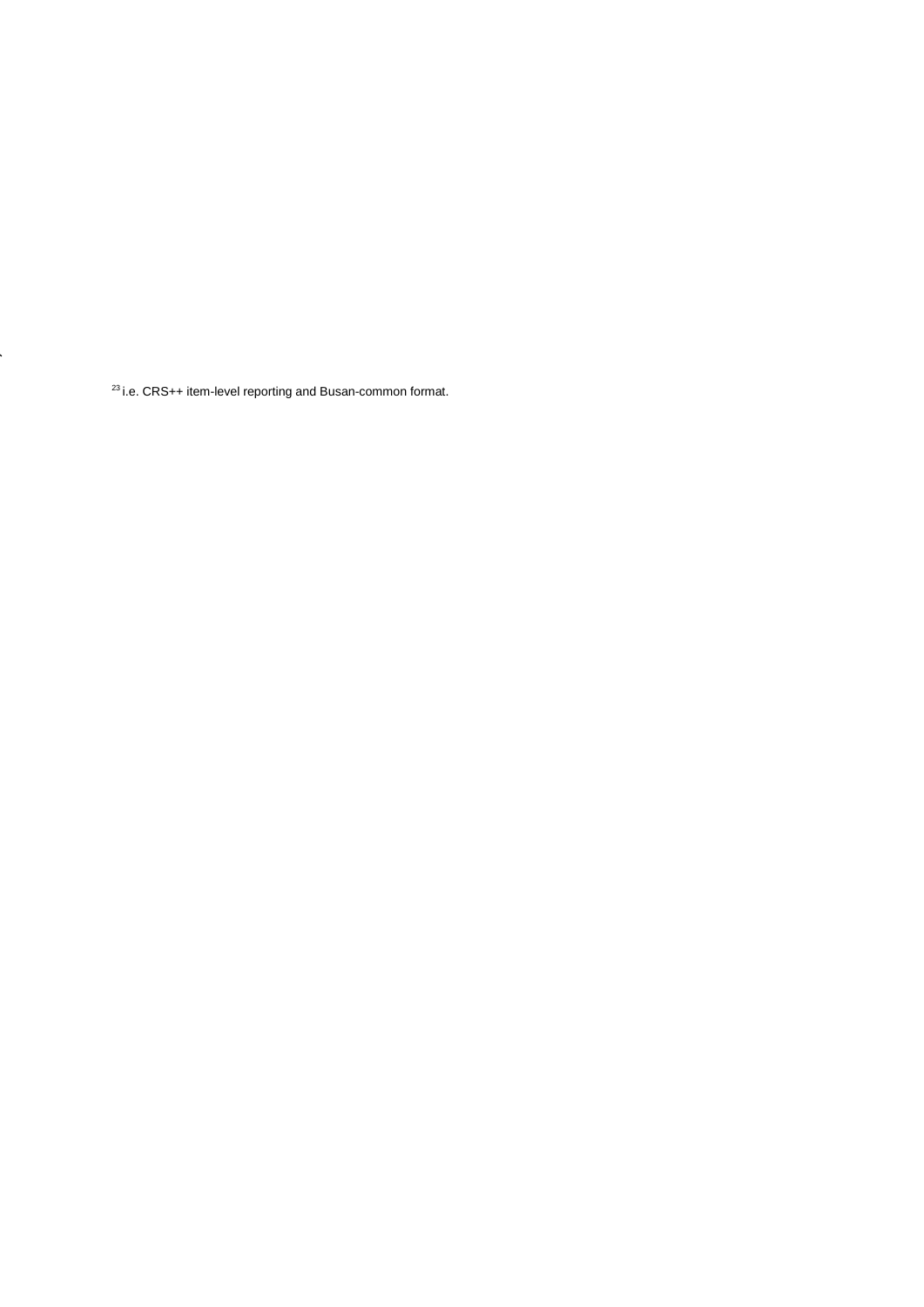[23] i.e. CRS++ item-level reporting and Busan-common format.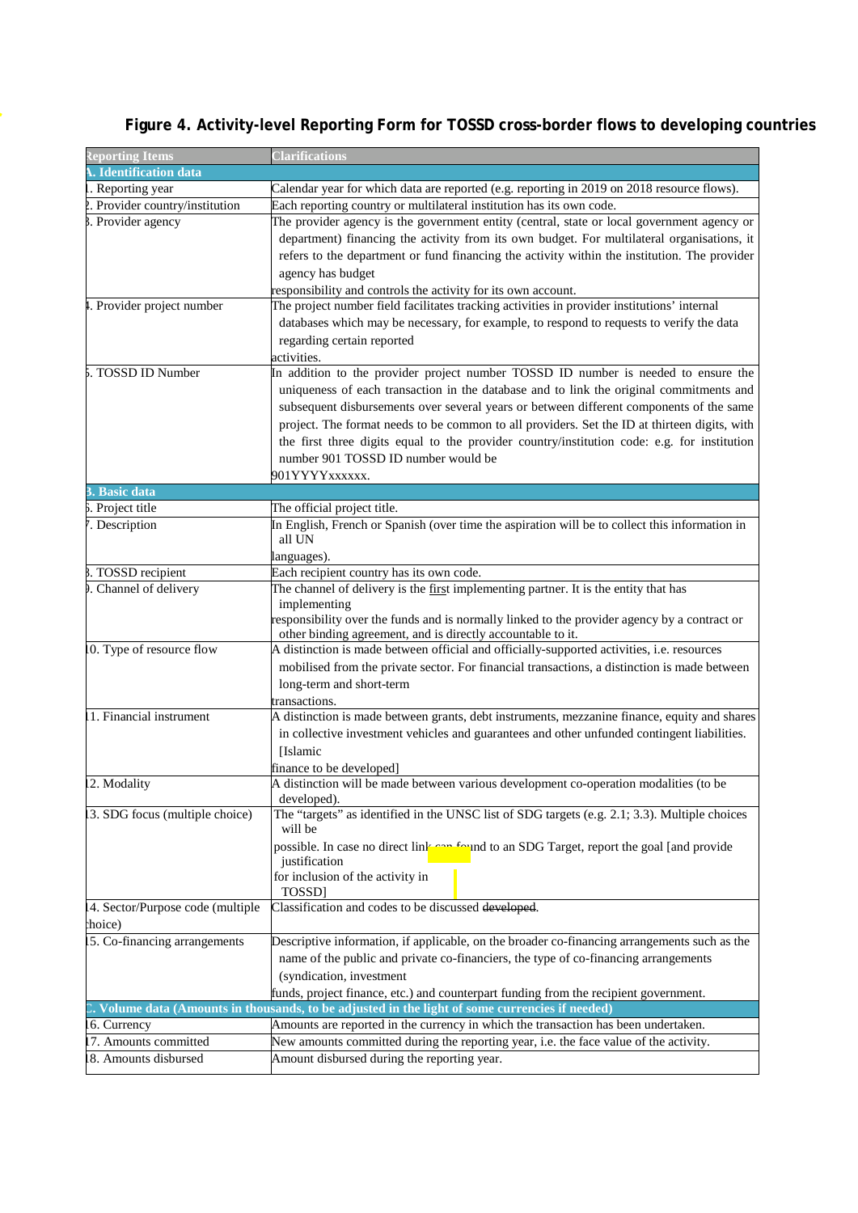**Figure 4. Activity-level Reporting Form for TOSSD cross-border flows to developing countries**

| Reporting Items | Clarifications |
|---|---|
| **A. Identification data** | |
| 1. Reporting year | Calendar year for which data are reported (e.g. reporting in 2019 on 2018 resource flows). |
| 2. Provider country/institution | Each reporting country or multilateral institution has its own code. |
| 3. Provider agency | The provider agency is the government entity (central, state or local government agency or department) financing the activity from its own budget. For multilateral organisations, it refers to the department or fund financing the activity within the institution. The provider agency has budget responsibility and controls the activity for its own account. |
| 4. Provider project number | The project number field facilitates tracking activities in provider institutions' internal databases which may be necessary, for example, to respond to requests to verify the data regarding certain reported activities. |
| 5. TOSSD ID Number | In addition to the provider project number TOSSD ID number is needed to ensure the uniqueness of each transaction in the database and to link the original commitments and subsequent disbursements over several years or between different components of the same project. The format needs to be common to all providers. Set the ID at thirteen digits, with the first three digits equal to the provider country/institution code: e.g. for institution number 901 TOSSD ID number would be 901YYYYxxxxxx. |
| **B. Basic data** | |
| 6. Project title | The official project title. |
| 7. Description | In English, French or Spanish (over time the aspiration will be to collect this information in all UN languages). |
| 8. TOSSD recipient | Each recipient country has its own code. |
| 9. Channel of delivery | The channel of delivery is the first implementing partner. It is the entity that has implementing responsibility over the funds and is normally linked to the provider agency by a contract or other binding agreement, and is directly accountable to it. |
| 10. Type of resource flow | A distinction is made between official and officially-supported activities, i.e. resources mobilised from the private sector. For financial transactions, a distinction is made between long-term and short-term transactions. |
| 11. Financial instrument | A distinction is made between grants, debt instruments, mezzanine finance, equity and shares in collective investment vehicles and guarantees and other unfunded contingent liabilities. [Islamic finance to be developed] |
| 12. Modality | A distinction will be made between various development co-operation modalities (to be developed). |
| 13. SDG focus (multiple choice) | The "targets" as identified in the UNSC list of SDG targets (e.g. 2.1; 3.3). Multiple choices will be possible. In case no direct link can found to an SDG Target, report the goal [and provide justification for inclusion of the activity in TOSSD] |
| 14. Sector/Purpose code (multiple choice) | Classification and codes to be discussed ~~developed~~. |
| 15. Co-financing arrangements | Descriptive information, if applicable, on the broader co-financing arrangements such as the name of the public and private co-financiers, the type of co-financing arrangements (syndication, investment funds, project finance, etc.) and counterpart funding from the recipient government. |
| **C. Volume data (Amounts in thousands, to be adjusted in the light of some currencies if needed)** | |
| 16. Currency | Amounts are reported in the currency in which the transaction has been undertaken. |
| 17. Amounts committed | New amounts committed during the reporting year, i.e. the face value of the activity. |
| 18. Amounts disbursed | Amount disbursed during the reporting year. |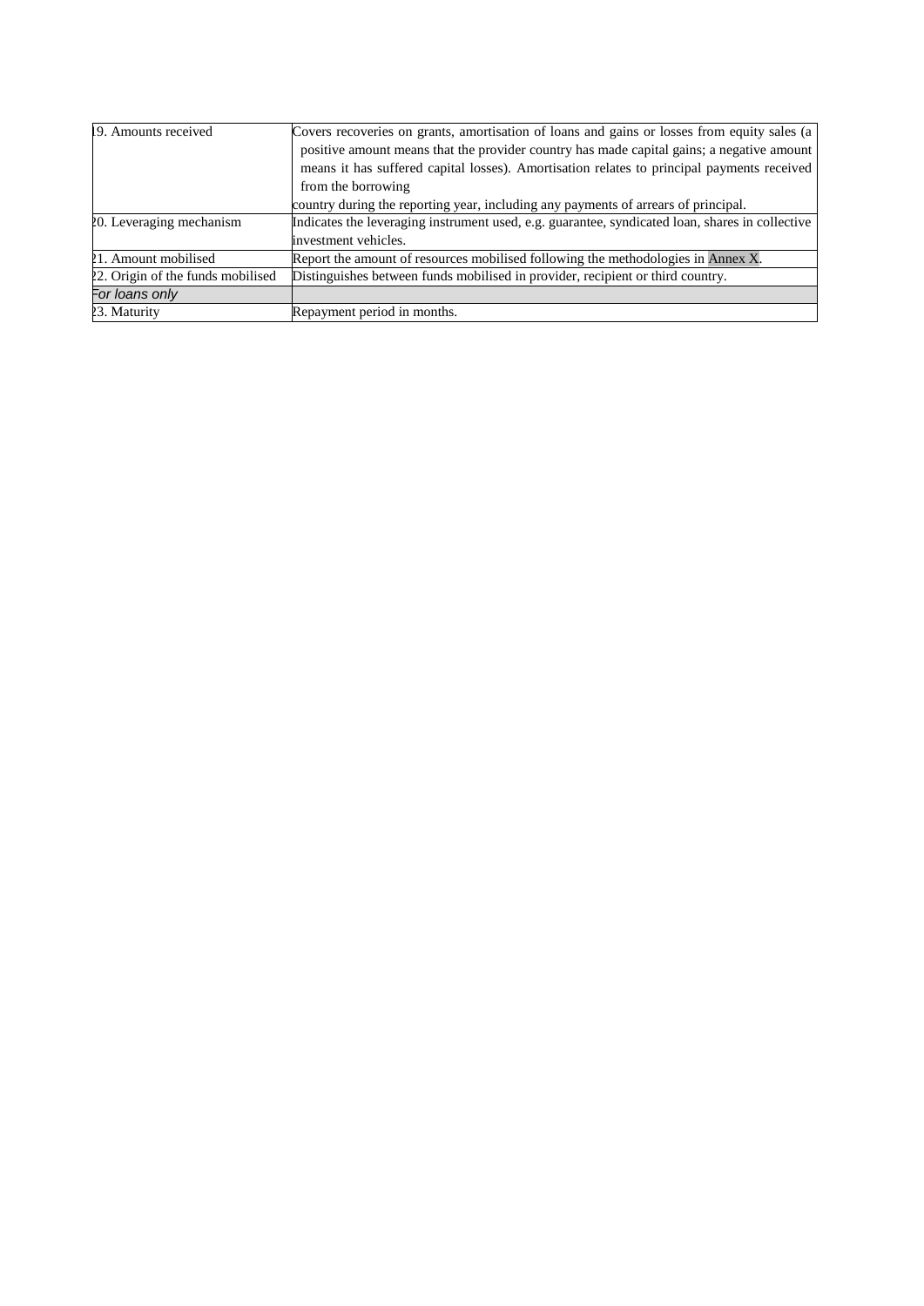| | |
|---|---|
| 19. Amounts received | Covers recoveries on grants, amortisation of loans and gains or losses from equity sales (a positive amount means that the provider country has made capital gains; a negative amount means it has suffered capital losses). Amortisation relates to principal payments received from the borrowing country during the reporting year, including any payments of arrears of principal. |
| 20. Leveraging mechanism | Indicates the leveraging instrument used, e.g. guarantee, syndicated loan, shares in collective investment vehicles. |
| 21. Amount mobilised | Report the amount of resources mobilised following the methodologies in Annex X. |
| 22. Origin of the funds mobilised | Distinguishes between funds mobilised in provider, recipient or third country. |
| *For loans only* | |
| 23. Maturity | Repayment period in months. |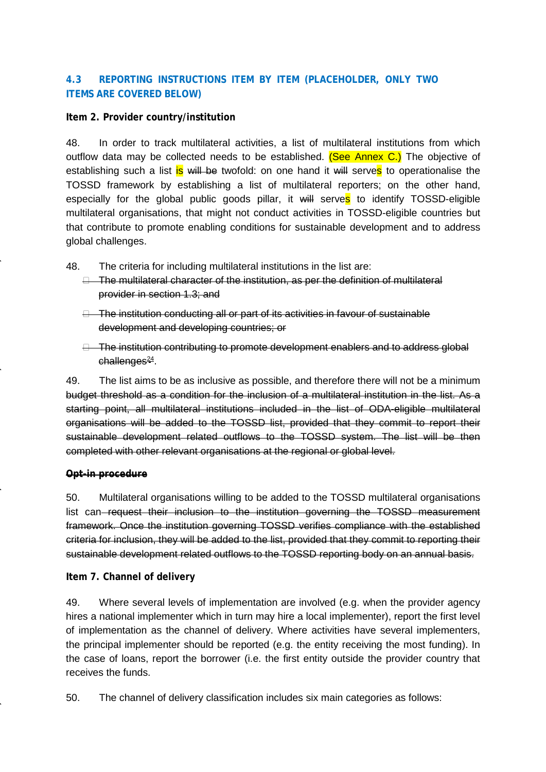### 4.3 REPORTING INSTRUCTIONS ITEM BY ITEM (PLACEHOLDER, ONLY TWO ITEMS ARE COVERED BELOW)

**Item 2. Provider country/institution**

48. In order to track multilateral activities, a list of multilateral institutions from which outflow data may be collected needs to be established. (See Annex C.) The objective of establishing such a list is ~~will be~~ twofold: on one hand it ~~will~~ serves to operationalise the TOSSD framework by establishing a list of multilateral reporters; on the other hand, especially for the global public goods pillar, it ~~will~~ serves to identify TOSSD-eligible multilateral organisations, that might not conduct activities in TOSSD-eligible countries but that contribute to promote enabling conditions for sustainable development and to address global challenges.

48. The criteria for including multilateral institutions in the list are:

- ~~The multilateral character of the institution, as per the definition of multilateral provider in section 1.3; and~~
- ~~The institution conducting all or part of its activities in favour of sustainable development and developing countries; or~~
- ~~The institution contributing to promote development enablers and to address global challenges[24].~~

49. The list aims to be as inclusive as possible, and therefore there will not be a minimum ~~budget threshold as a condition for the inclusion of a multilateral institution in the list. As a starting point, all multilateral institutions included in the list of ODA-eligible multilateral organisations will be added to the TOSSD list, provided that they commit to report their sustainable development related outflows to the TOSSD system. The list will be then completed with other relevant organisations at the regional or global level.~~

~~**Opt-in procedure**~~

50. Multilateral organisations willing to be added to the TOSSD multilateral organisations list can ~~request their inclusion to the institution governing the TOSSD measurement framework. Once the institution governing TOSSD verifies compliance with the established criteria for inclusion, they will be added to the list, provided that they commit to reporting their sustainable development related outflows to the TOSSD reporting body on an annual basis.~~

**Item 7. Channel of delivery**

49. Where several levels of implementation are involved (e.g. when the provider agency hires a national implementer which in turn may hire a local implementer), report the first level of implementation as the channel of delivery. Where activities have several implementers, the principal implementer should be reported (e.g. the entity receiving the most funding). In the case of loans, report the borrower (i.e. the first entity outside the provider country that receives the funds.

50. The channel of delivery classification includes six main categories as follows: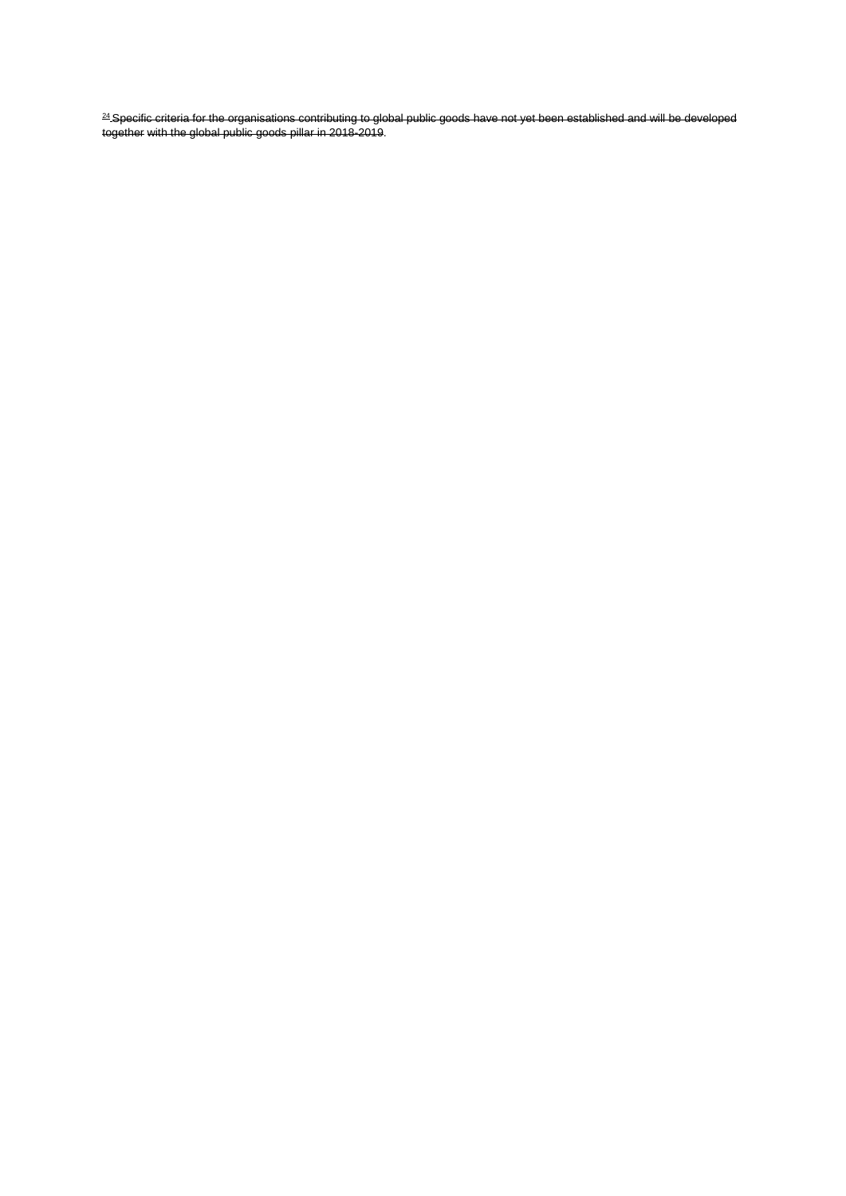~~[24] Specific criteria for the organisations contributing to global public goods have not yet been established and will be developed together with the global public goods pillar in 2018-2019~~.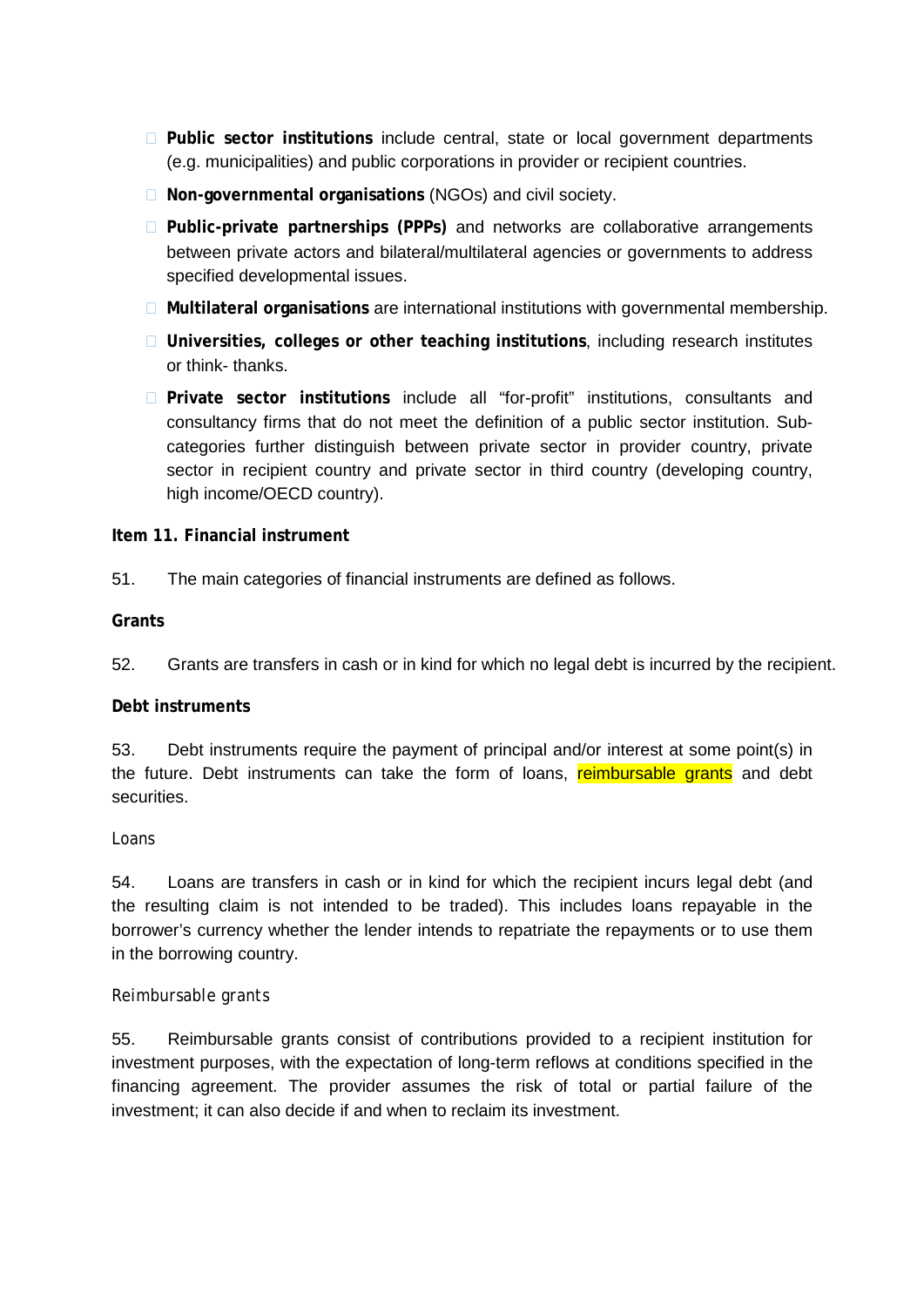- **Public sector institutions** include central, state or local government departments (e.g. municipalities) and public corporations in provider or recipient countries.
- **Non-governmental organisations** (NGOs) and civil society.
- **Public-private partnerships (PPPs)** and networks are collaborative arrangements between private actors and bilateral/multilateral agencies or governments to address specified developmental issues.
- **Multilateral organisations** are international institutions with governmental membership.
- **Universities, colleges or other teaching institutions**, including research institutes or think- thanks.
- **Private sector institutions** include all "for-profit" institutions, consultants and consultancy firms that do not meet the definition of a public sector institution. Sub-categories further distinguish between private sector in provider country, private sector in recipient country and private sector in third country (developing country, high income/OECD country).

**Item 11. Financial instrument**

51. The main categories of financial instruments are defined as follows.

**Grants**

52. Grants are transfers in cash or in kind for which no legal debt is incurred by the recipient.

**Debt instruments**

53. Debt instruments require the payment of principal and/or interest at some point(s) in the future. Debt instruments can take the form of loans, reimbursable grants and debt securities.

*Loans*

54. Loans are transfers in cash or in kind for which the recipient incurs legal debt (and the resulting claim is not intended to be traded). This includes loans repayable in the borrower's currency whether the lender intends to repatriate the repayments or to use them in the borrowing country.

*Reimbursable grants*

55. Reimbursable grants consist of contributions provided to a recipient institution for investment purposes, with the expectation of long-term reflows at conditions specified in the financing agreement. The provider assumes the risk of total or partial failure of the investment; it can also decide if and when to reclaim its investment.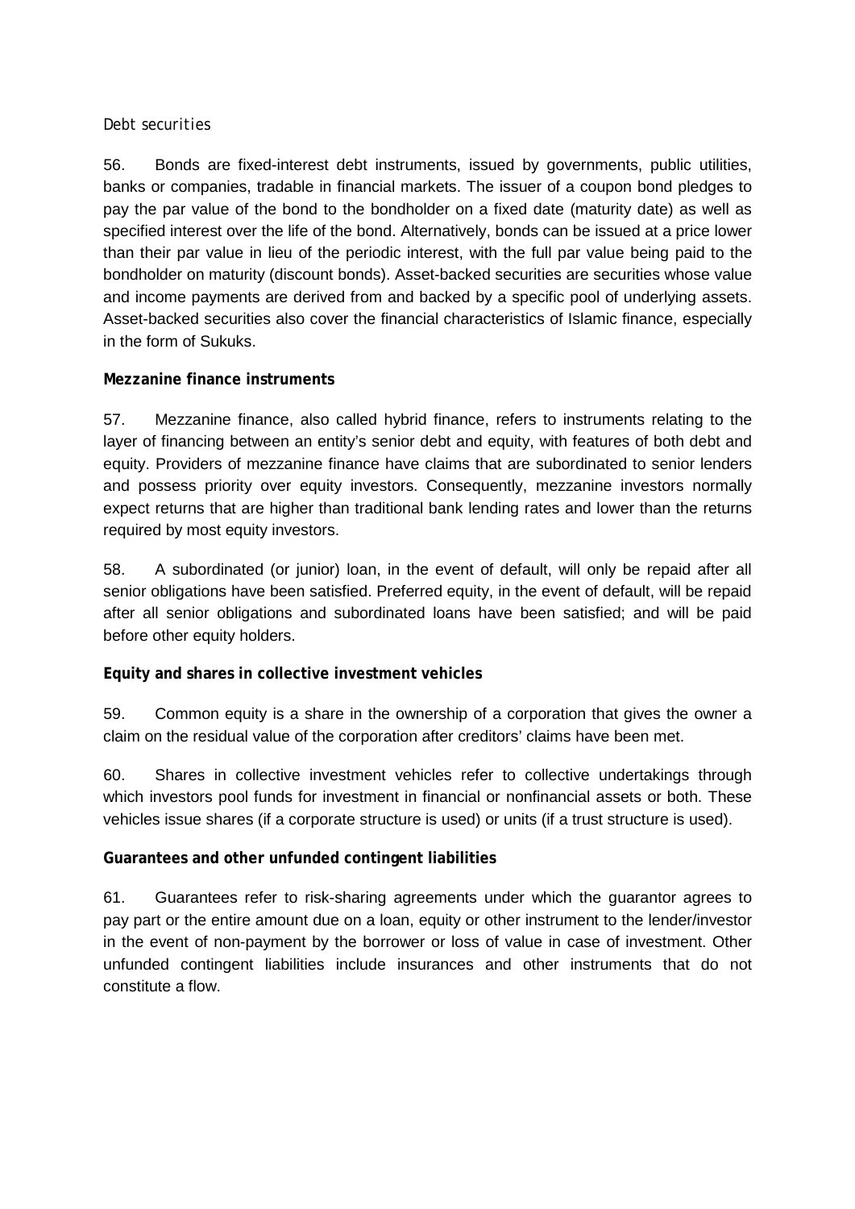*Debt securities*

56. Bonds are fixed-interest debt instruments, issued by governments, public utilities, banks or companies, tradable in financial markets. The issuer of a coupon bond pledges to pay the par value of the bond to the bondholder on a fixed date (maturity date) as well as specified interest over the life of the bond. Alternatively, bonds can be issued at a price lower than their par value in lieu of the periodic interest, with the full par value being paid to the bondholder on maturity (discount bonds). Asset-backed securities are securities whose value and income payments are derived from and backed by a specific pool of underlying assets. Asset-backed securities also cover the financial characteristics of Islamic finance, especially in the form of Sukuks.

**Mezzanine finance instruments**

57. Mezzanine finance, also called hybrid finance, refers to instruments relating to the layer of financing between an entity's senior debt and equity, with features of both debt and equity. Providers of mezzanine finance have claims that are subordinated to senior lenders and possess priority over equity investors. Consequently, mezzanine investors normally expect returns that are higher than traditional bank lending rates and lower than the returns required by most equity investors.

58. A subordinated (or junior) loan, in the event of default, will only be repaid after all senior obligations have been satisfied. Preferred equity, in the event of default, will be repaid after all senior obligations and subordinated loans have been satisfied; and will be paid before other equity holders.

**Equity and shares in collective investment vehicles**

59. Common equity is a share in the ownership of a corporation that gives the owner a claim on the residual value of the corporation after creditors' claims have been met.

60. Shares in collective investment vehicles refer to collective undertakings through which investors pool funds for investment in financial or nonfinancial assets or both. These vehicles issue shares (if a corporate structure is used) or units (if a trust structure is used).

**Guarantees and other unfunded contingent liabilities**

61. Guarantees refer to risk-sharing agreements under which the guarantor agrees to pay part or the entire amount due on a loan, equity or other instrument to the lender/investor in the event of non-payment by the borrower or loss of value in case of investment. Other unfunded contingent liabilities include insurances and other instruments that do not constitute a flow.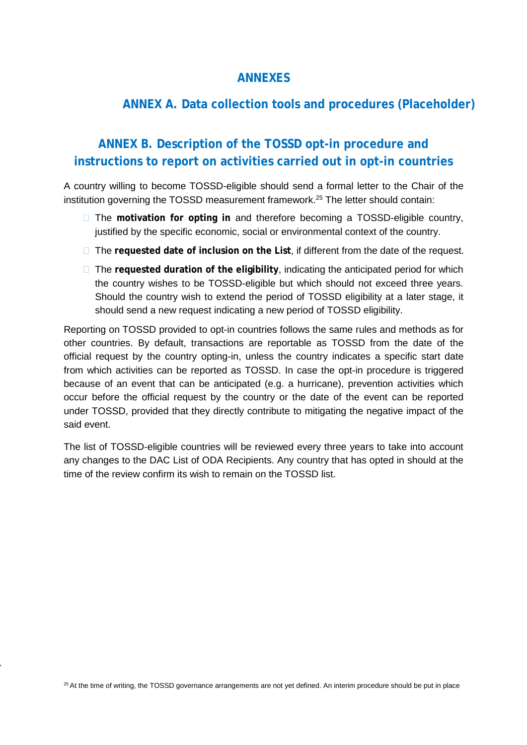# ANNEXES

## ANNEX A. Data collection tools and procedures (Placeholder)

## ANNEX B. Description of the TOSSD opt-in procedure and instructions to report on activities carried out in opt-in countries

A country willing to become TOSSD-eligible should send a formal letter to the Chair of the institution governing the TOSSD measurement framework.[25] The letter should contain:

- The **motivation for opting in** and therefore becoming a TOSSD-eligible country, justified by the specific economic, social or environmental context of the country.
- The **requested date of inclusion on the List**, if different from the date of the request.
- The **requested duration of the eligibility**, indicating the anticipated period for which the country wishes to be TOSSD-eligible but which should not exceed three years. Should the country wish to extend the period of TOSSD eligibility at a later stage, it should send a new request indicating a new period of TOSSD eligibility.

Reporting on TOSSD provided to opt-in countries follows the same rules and methods as for other countries. By default, transactions are reportable as TOSSD from the date of the official request by the country opting-in, unless the country indicates a specific start date from which activities can be reported as TOSSD. In case the opt-in procedure is triggered because of an event that can be anticipated (e.g. a hurricane), prevention activities which occur before the official request by the country or the date of the event can be reported under TOSSD, provided that they directly contribute to mitigating the negative impact of the said event.

The list of TOSSD-eligible countries will be reviewed every three years to take into account any changes to the DAC List of ODA Recipients. Any country that has opted in should at the time of the review confirm its wish to remain on the TOSSD list.

[25] At the time of writing, the TOSSD governance arrangements are not yet defined. An interim procedure should be put in place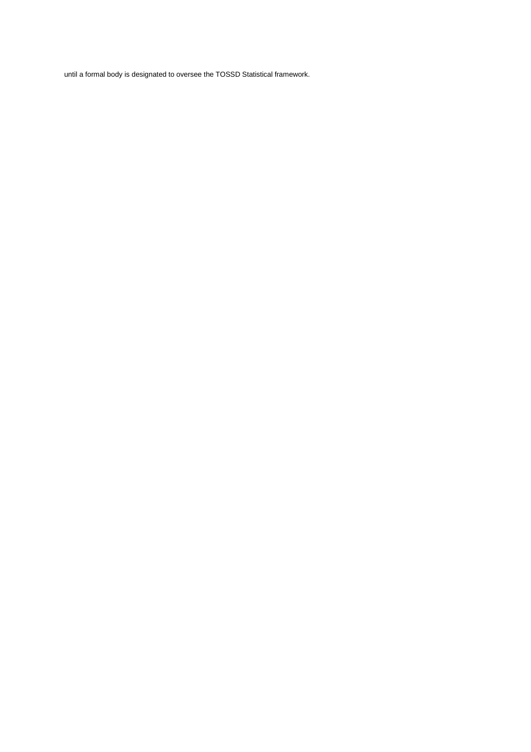until a formal body is designated to oversee the TOSSD Statistical framework.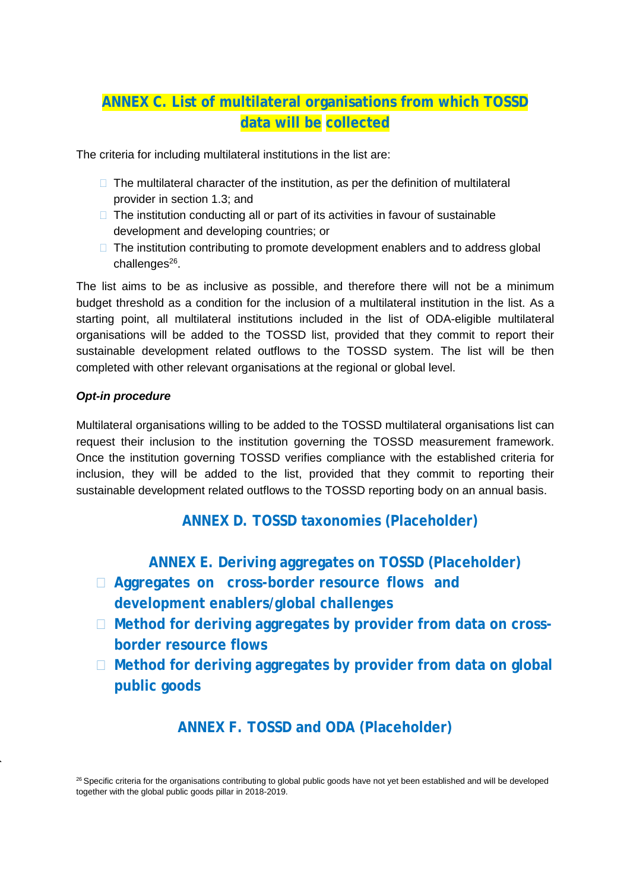## ANNEX C. List of multilateral organisations from which TOSSD data will be collected

The criteria for including multilateral institutions in the list are:

- The multilateral character of the institution, as per the definition of multilateral provider in section 1.3; and
- The institution conducting all or part of its activities in favour of sustainable development and developing countries; or
- The institution contributing to promote development enablers and to address global challenges[26].

The list aims to be as inclusive as possible, and therefore there will not be a minimum budget threshold as a condition for the inclusion of a multilateral institution in the list. As a starting point, all multilateral institutions included in the list of ODA-eligible multilateral organisations will be added to the TOSSD list, provided that they commit to report their sustainable development related outflows to the TOSSD system. The list will be then completed with other relevant organisations at the regional or global level.

***Opt-in procedure***

Multilateral organisations willing to be added to the TOSSD multilateral organisations list can request their inclusion to the institution governing the TOSSD measurement framework. Once the institution governing TOSSD verifies compliance with the established criteria for inclusion, they will be added to the list, provided that they commit to reporting their sustainable development related outflows to the TOSSD reporting body on an annual basis.

## ANNEX D. TOSSD taxonomies (Placeholder)

## ANNEX E. Deriving aggregates on TOSSD (Placeholder)

- **Aggregates on cross-border resource flows and development enablers/global challenges**
- **Method for deriving aggregates by provider from data on cross-border resource flows**
- **Method for deriving aggregates by provider from data on global public goods**

## ANNEX F. TOSSD and ODA (Placeholder)

[26] Specific criteria for the organisations contributing to global public goods have not yet been established and will be developed together with the global public goods pillar in 2018-2019.